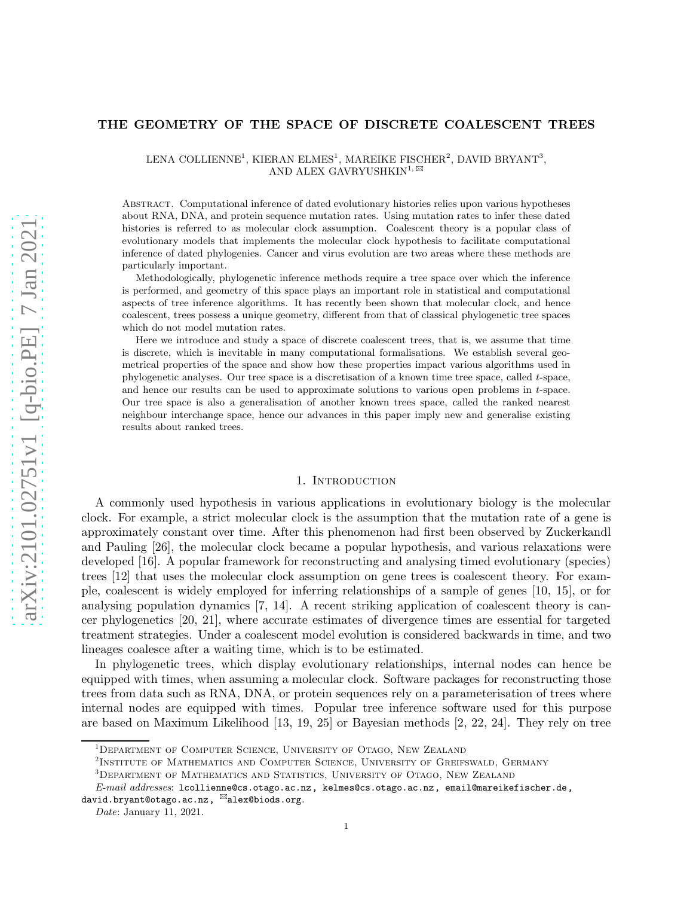# THE GEOMETRY OF THE SPACE OF DISCRETE COALESCENT TREES

LENA COLLIENNE[1], KIERAN ELMES[1], MAREIKE FISCHER[2], DAVID BRYANT[3], AND ALEX GAVRYUSHKIN[1, ✉]

Abstract. Computational inference of dated evolutionary histories relies upon various hypotheses about RNA, DNA, and protein sequence mutation rates. Using mutation rates to infer these dated histories is referred to as molecular clock assumption. Coalescent theory is a popular class of evolutionary models that implements the molecular clock hypothesis to facilitate computational inference of dated phylogenies. Cancer and virus evolution are two areas where these methods are particularly important.

Methodologically, phylogenetic inference methods require a tree space over which the inference is performed, and geometry of this space plays an important role in statistical and computational aspects of tree inference algorithms. It has recently been shown that molecular clock, and hence coalescent, trees possess a unique geometry, different from that of classical phylogenetic tree spaces which do not model mutation rates.

Here we introduce and study a space of discrete coalescent trees, that is, we assume that time is discrete, which is inevitable in many computational formalisations. We establish several geometrical properties of the space and show how these properties impact various algorithms used in phylogenetic analyses. Our tree space is a discretisation of a known time tree space, called *t*-space, and hence our results can be used to approximate solutions to various open problems in *t*-space. Our tree space is also a generalisation of another known trees space, called the ranked nearest neighbour interchange space, hence our advances in this paper imply new and generalise existing results about ranked trees.

## 1. Introduction

A commonly used hypothesis in various applications in evolutionary biology is the molecular clock. For example, a strict molecular clock is the assumption that the mutation rate of a gene is approximately constant over time. After this phenomenon had first been observed by Zuckerkandl and Pauling [26], the molecular clock became a popular hypothesis, and various relaxations were developed [16]. A popular framework for reconstructing and analysing timed evolutionary (species) trees [12] that uses the molecular clock assumption on gene trees is coalescent theory. For example, coalescent is widely employed for inferring relationships of a sample of genes [10, 15], or for analysing population dynamics [7, 14]. A recent striking application of coalescent theory is cancer phylogenetics [20, 21], where accurate estimates of divergence times are essential for targeted treatment strategies. Under a coalescent model evolution is considered backwards in time, and two lineages coalesce after a waiting time, which is to be estimated.

In phylogenetic trees, which display evolutionary relationships, internal nodes can hence be equipped with times, when assuming a molecular clock. Software packages for reconstructing those trees from data such as RNA, DNA, or protein sequences rely on a parameterisation of trees where internal nodes are equipped with times. Popular tree inference software used for this purpose are based on Maximum Likelihood [13, 19, 25] or Bayesian methods [2, 22, 24]. They rely on tree

[1] Department of Computer Science, University of Otago, New Zealand

[2] Institute of Mathematics and Computer Science, University of Greifswald, Germany

[3] Department of Mathematics and Statistics, University of Otago, New Zealand

*E-mail addresses*: lcollienne@cs.otago.ac.nz, kelmes@cs.otago.ac.nz, email@mareikefischer.de, david.bryant@otago.ac.nz, ✉alex@biods.org.

*Date*: January 11, 2021.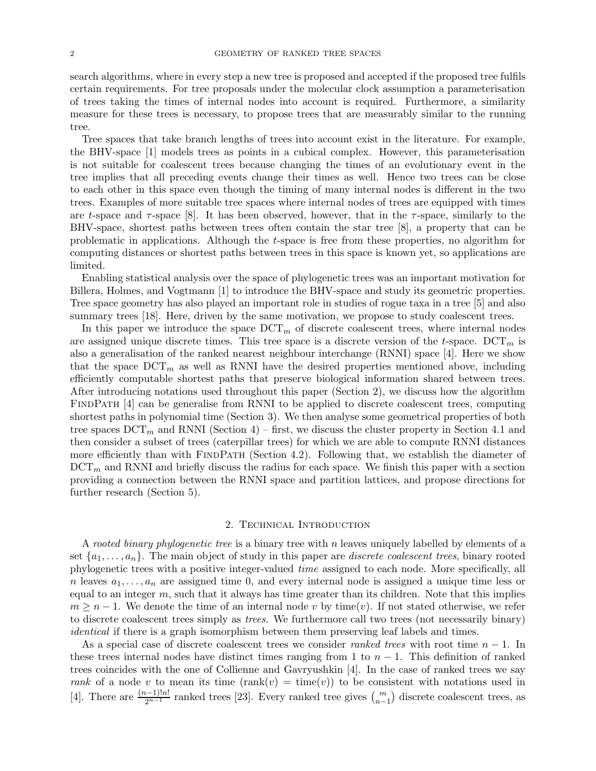search algorithms, where in every step a new tree is proposed and accepted if the proposed tree fulfils certain requirements. For tree proposals under the molecular clock assumption a parameterisation of trees taking the times of internal nodes into account is required. Furthermore, a similarity measure for these trees is necessary, to propose trees that are measurably similar to the running tree.

Tree spaces that take branch lengths of trees into account exist in the literature. For example, the BHV-space [1] models trees as points in a cubical complex. However, this parameterisation is not suitable for coalescent trees because changing the times of an evolutionary event in the tree implies that all preceding events change their times as well. Hence two trees can be close to each other in this space even though the timing of many internal nodes is different in the two trees. Examples of more suitable tree spaces where internal nodes of trees are equipped with times are $t$-space and $\tau$-space [8]. It has been observed, however, that in the $\tau$-space, similarly to the BHV-space, shortest paths between trees often contain the star tree [8], a property that can be problematic in applications. Although the $t$-space is free from these properties, no algorithm for computing distances or shortest paths between trees in this space is known yet, so applications are limited.

Enabling statistical analysis over the space of phylogenetic trees was an important motivation for Billera, Holmes, and Vogtmann [1] to introduce the BHV-space and study its geometric properties. Tree space geometry has also played an important role in studies of rogue taxa in a tree [5] and also summary trees [18]. Here, driven by the same motivation, we propose to study coalescent trees.

In this paper we introduce the space $\mathrm{DCT}_m$ of discrete coalescent trees, where internal nodes are assigned unique discrete times. This tree space is a discrete version of the $t$-space. $\mathrm{DCT}_m$ is also a generalisation of the ranked nearest neighbour interchange (RNNI) space [4]. Here we show that the space $\mathrm{DCT}_m$ as well as RNNI have the desired properties mentioned above, including efficiently computable shortest paths that preserve biological information shared between trees. After introducing notations used throughout this paper (Section 2), we discuss how the algorithm FindPath [4] can be generalise from RNNI to be applied to discrete coalescent trees, computing shortest paths in polynomial time (Section 3). We then analyse some geometrical properties of both tree spaces $\mathrm{DCT}_m$ and RNNI (Section 4) – first, we discuss the cluster property in Section 4.1 and then consider a subset of trees (caterpillar trees) for which we are able to compute RNNI distances more efficiently than with FindPath (Section 4.2). Following that, we establish the diameter of $\mathrm{DCT}_m$ and RNNI and briefly discuss the radius for each space. We finish this paper with a section providing a connection between the RNNI space and partition lattices, and propose directions for further research (Section 5).

## 2. Technical Introduction

A *rooted binary phylogenetic tree* is a binary tree with $n$ leaves uniquely labelled by elements of a set $\{a_1, \ldots, a_n\}$. The main object of study in this paper are *discrete coalescent trees*, binary rooted phylogenetic trees with a positive integer-valued *time* assigned to each node. More specifically, all $n$ leaves $a_1, \ldots, a_n$ are assigned time 0, and every internal node is assigned a unique time less or equal to an integer $m$, such that it always has time greater than its children. Note that this implies $m \geq n-1$. We denote the time of an internal node $v$ by $\mathrm{time}(v)$. If not stated otherwise, we refer to discrete coalescent trees simply as *trees*. We furthermore call two trees (not necessarily binary) *identical* if there is a graph isomorphism between them preserving leaf labels and times.

As a special case of discrete coalescent trees we consider *ranked trees* with root time $n-1$. In these trees internal nodes have distinct times ranging from 1 to $n-1$. This definition of ranked trees coincides with the one of Collienne and Gavryushkin [4]. In the case of ranked trees we say *rank* of a node $v$ to mean its time ($\mathrm{rank}(v) = \mathrm{time}(v)$) to be consistent with notations used in [4]. There are $\frac{(n-1)!n!}{2^{n-1}}$ ranked trees [23]. Every ranked tree gives $\binom{m}{n-1}$ discrete coalescent trees, as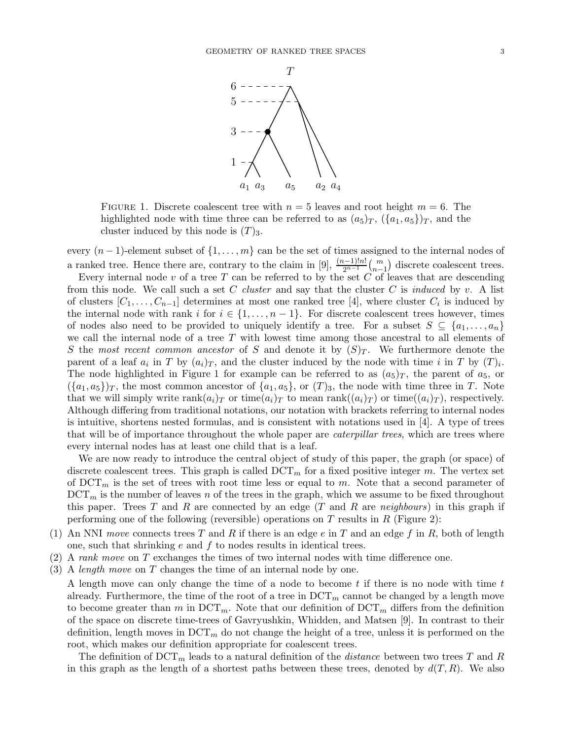FIGURE 1. Discrete coalescent tree with $n = 5$ leaves and root height $m = 6$. The highlighted node with time three can be referred to as $(a_5)_T$, $(\{a_1, a_5\})_T$, and the cluster induced by this node is $(T)_3$.

every $(n-1)$-element subset of $\{1, \dots, m\}$ can be the set of times assigned to the internal nodes of a ranked tree. Hence there are, contrary to the claim in [9], $\frac{(n-1)!n!}{2^{n-1}}\binom{m}{n-1}$ discrete coalescent trees.

Every internal node $v$ of a tree $T$ can be referred to by the set $C$ of leaves that are descending from this node. We call such a set $C$ *cluster* and say that the cluster $C$ is *induced* by $v$. A list of clusters $[C_1, \dots, C_{n-1}]$ determines at most one ranked tree [4], where cluster $C_i$ is induced by the internal node with rank $i$ for $i \in \{1, \dots, n-1\}$. For discrete coalescent trees however, times of nodes also need to be provided to uniquely identify a tree. For a subset $S \subseteq \{a_1, \dots, a_n\}$ we call the internal node of a tree $T$ with lowest time among those ancestral to all elements of $S$ the *most recent common ancestor* of $S$ and denote it by $(S)_T$. We furthermore denote the parent of a leaf $a_i$ in $T$ by $(a_i)_T$, and the cluster induced by the node with time $i$ in $T$ by $(T)_i$. The node highlighted in Figure 1 for example can be referred to as $(a_5)_T$, the parent of $a_5$, or $(\{a_1, a_5\})_T$, the most common ancestor of $\{a_1, a_5\}$, or $(T)_3$, the node with time three in $T$. Note that we will simply write $\text{rank}(a_i)_T$ or $\text{time}(a_i)_T$ to mean $\text{rank}((a_i)_T)$ or $\text{time}((a_i)_T)$, respectively. Although differing from traditional notations, our notation with brackets referring to internal nodes is intuitive, shortens nested formulas, and is consistent with notations used in [4]. A type of trees that will be of importance throughout the whole paper are *caterpillar trees*, which are trees where every internal nodes has at least one child that is a leaf.

We are now ready to introduce the central object of study of this paper, the graph (or space) of discrete coalescent trees. This graph is called $\text{DCT}_m$ for a fixed positive integer $m$. The vertex set of $\text{DCT}_m$ is the set of trees with root time less or equal to $m$. Note that a second parameter of $\text{DCT}_m$ is the number of leaves $n$ of the trees in the graph, which we assume to be fixed throughout this paper. Trees $T$ and $R$ are connected by an edge ($T$ and $R$ are *neighbours*) in this graph if performing one of the following (reversible) operations on $T$ results in $R$ (Figure 2):

(1) An NNI *move* connects trees $T$ and $R$ if there is an edge $e$ in $T$ and an edge $f$ in $R$, both of length one, such that shrinking $e$ and $f$ to nodes results in identical trees.
(2) A *rank move* on $T$ exchanges the times of two internal nodes with time difference one.
(3) A *length move* on $T$ changes the time of an internal node by one.

A length move can only change the time of a node to become $t$ if there is no node with time $t$ already. Furthermore, the time of the root of a tree in $\text{DCT}_m$ cannot be changed by a length move to become greater than $m$ in $\text{DCT}_m$. Note that our definition of $\text{DCT}_m$ differs from the definition of the space on discrete time-trees of Gavryushkin, Whidden, and Matsen [9]. In contrast to their definition, length moves in $\text{DCT}_m$ do not change the height of a tree, unless it is performed on the root, which makes our definition appropriate for coalescent trees.

The definition of $\text{DCT}_m$ leads to a natural definition of the *distance* between two trees $T$ and $R$ in this graph as the length of a shortest paths between these trees, denoted by $d(T, R)$. We also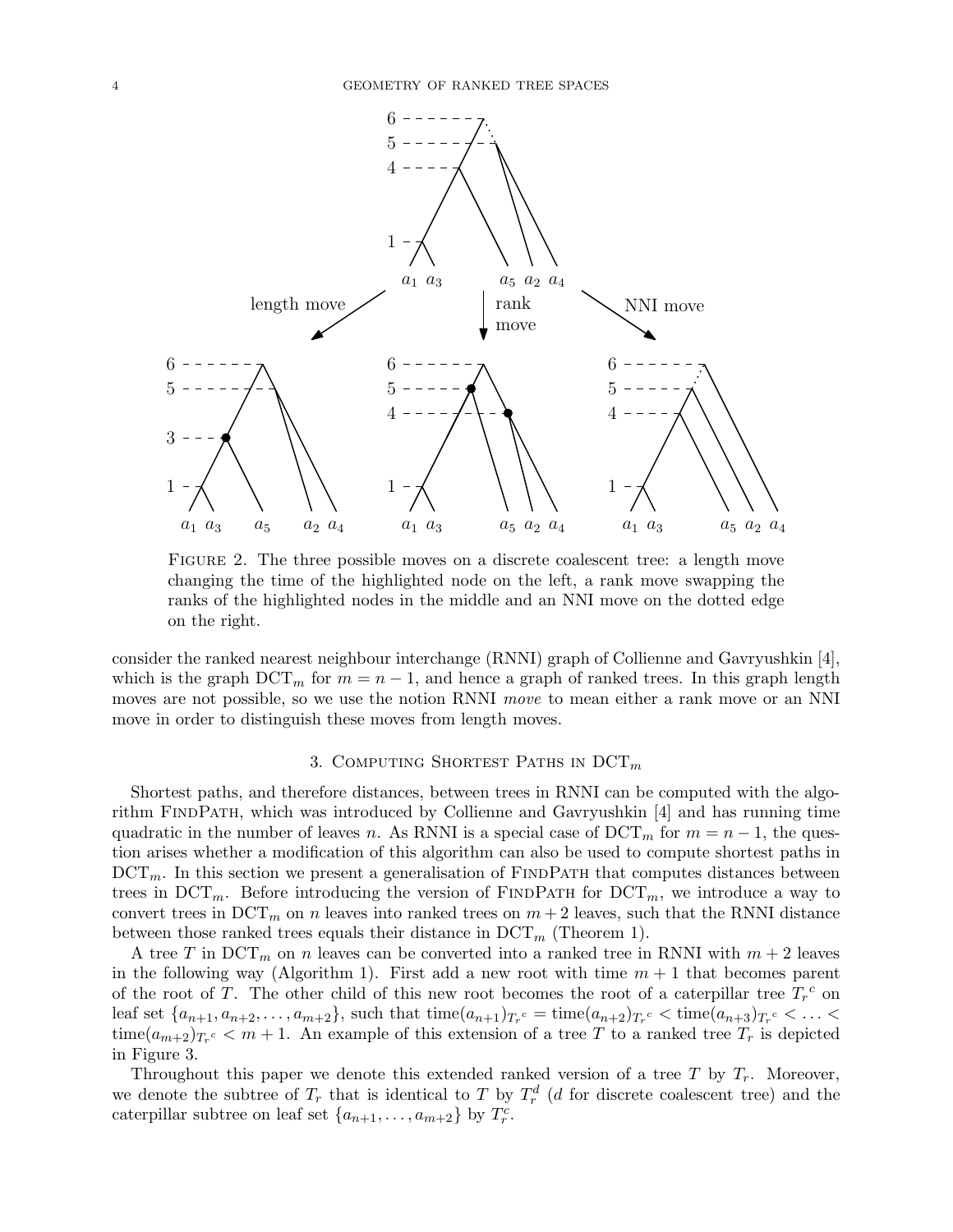FIGURE 2. The three possible moves on a discrete coalescent tree: a length move changing the time of the highlighted node on the left, a rank move swapping the ranks of the highlighted nodes in the middle and an NNI move on the dotted edge on the right.

consider the ranked nearest neighbour interchange (RNNI) graph of Collienne and Gavryushkin [4], which is the graph $\mathrm{DCT}_m$ for $m = n-1$, and hence a graph of ranked trees. In this graph length moves are not possible, so we use the notion RNNI *move* to mean either a rank move or an NNI move in order to distinguish these moves from length moves.

## 3. Computing Shortest Paths in $\mathrm{DCT}_m$

Shortest paths, and therefore distances, between trees in RNNI can be computed with the algorithm FindPath, which was introduced by Collienne and Gavryushkin [4] and has running time quadratic in the number of leaves $n$. As RNNI is a special case of $\mathrm{DCT}_m$ for $m = n-1$, the question arises whether a modification of this algorithm can also be used to compute shortest paths in $\mathrm{DCT}_m$. In this section we present a generalisation of FindPath that computes distances between trees in $\mathrm{DCT}_m$. Before introducing the version of FindPath for $\mathrm{DCT}_m$, we introduce a way to convert trees in $\mathrm{DCT}_m$ on $n$ leaves into ranked trees on $m+2$ leaves, such that the RNNI distance between those ranked trees equals their distance in $\mathrm{DCT}_m$ (Theorem 1).

A tree $T$ in $\mathrm{DCT}_m$ on $n$ leaves can be converted into a ranked tree in RNNI with $m+2$ leaves in the following way (Algorithm 1). First add a new root with time $m+1$ that becomes parent of the root of $T$. The other child of this new root becomes the root of a caterpillar tree $T_r{}^c$ on leaf set $\{a_{n+1}, a_{n+2}, \ldots, a_{m+2}\}$, such that $\mathrm{time}(a_{n+1})_{T_r{}^c} = \mathrm{time}(a_{n+2})_{T_r{}^c} < \mathrm{time}(a_{n+3})_{T_r{}^c} < \ldots < \mathrm{time}(a_{m+2})_{T_r{}^c} < m+1$. An example of this extension of a tree $T$ to a ranked tree $T_r$ is depicted in Figure 3.

Throughout this paper we denote this extended ranked version of a tree $T$ by $T_r$. Moreover, we denote the subtree of $T_r$ that is identical to $T$ by $T_r^d$ ($d$ for discrete coalescent tree) and the caterpillar subtree on leaf set $\{a_{n+1}, \ldots, a_{m+2}\}$ by $T_r^c$.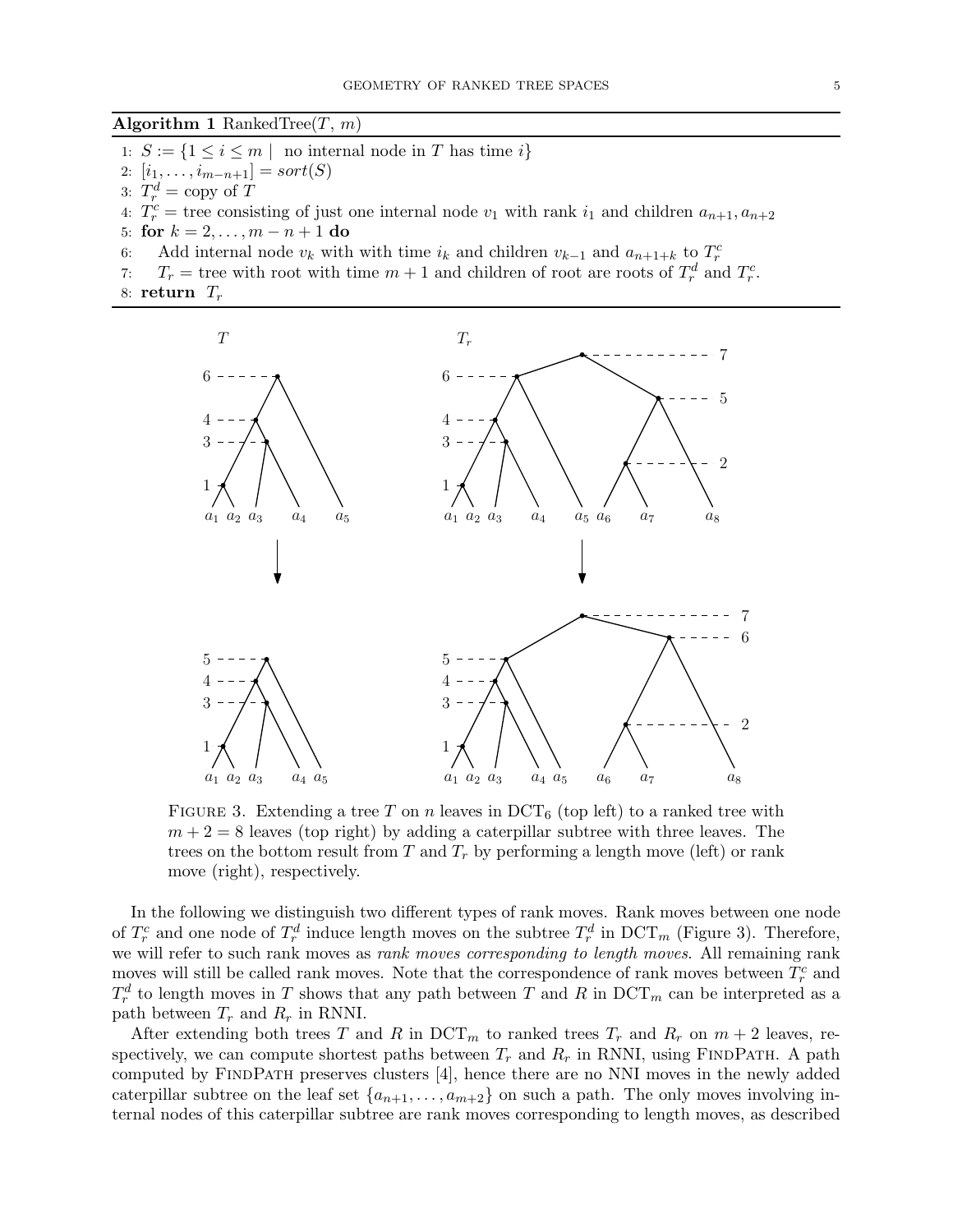**Algorithm 1** RankedTree($T$, $m$)

```
1: S := {1 ≤ i ≤ m | no internal node in T has time i}
2: [i_1, ..., i_{m-n+1}] = sort(S)
3: T_r^d = copy of T
4: T_r^c = tree consisting of just one internal node v_1 with rank i_1 and children a_{n+1}, a_{n+2}
5: for k = 2, ..., m-n+1 do
6:     Add internal node v_k with with time i_k and children v_{k-1} and a_{n+1+k} to T_r^c
7:     T_r = tree with root with time m+1 and children of root are roots of T_r^d and T_r^c.
8: return T_r
```

FIGURE 3. Extending a tree $T$ on $n$ leaves in $\mathrm{DCT}_6$ (top left) to a ranked tree with $m + 2 = 8$ leaves (top right) by adding a caterpillar subtree with three leaves. The trees on the bottom result from $T$ and $T_r$ by performing a length move (left) or rank move (right), respectively.

In the following we distinguish two different types of rank moves. Rank moves between one node of $T_r^c$ and one node of $T_r^d$ induce length moves on the subtree $T_r^d$ in $\mathrm{DCT}_m$ (Figure 3). Therefore, we will refer to such rank moves as *rank moves corresponding to length moves*. All remaining rank moves will still be called rank moves. Note that the correspondence of rank moves between $T_r^c$ and $T_r^d$ to length moves in $T$ shows that any path between $T$ and $R$ in $\mathrm{DCT}_m$ can be interpreted as a path between $T_r$ and $R_r$ in RNNI.

After extending both trees $T$ and $R$ in $\mathrm{DCT}_m$ to ranked trees $T_r$ and $R_r$ on $m + 2$ leaves, respectively, we can compute shortest paths between $T_r$ and $R_r$ in RNNI, using FINDPATH. A path computed by FINDPATH preserves clusters [4], hence there are no NNI moves in the newly added caterpillar subtree on the leaf set $\{a_{n+1}, \ldots, a_{m+2}\}$ on such a path. The only moves involving internal nodes of this caterpillar subtree are rank moves corresponding to length moves, as described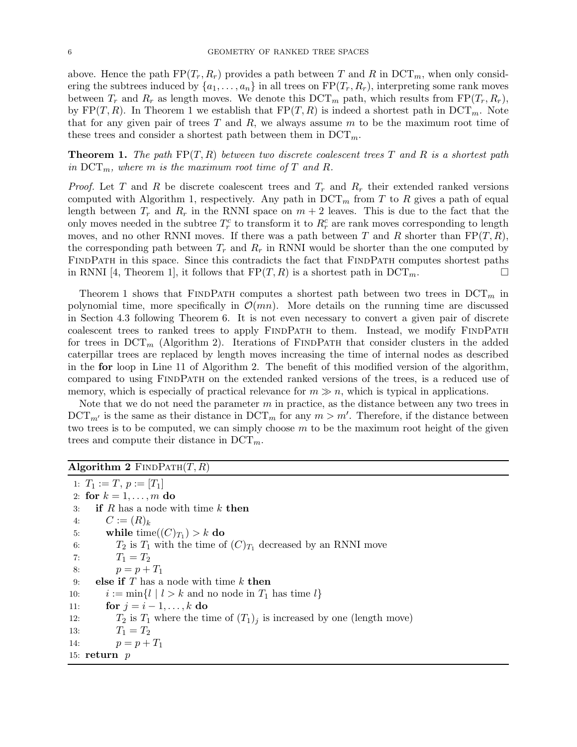above. Hence the path $\mathrm{FP}(T_r, R_r)$ provides a path between $T$ and $R$ in $\mathrm{DCT}_m$, when only considering the subtrees induced by $\{a_1, \ldots, a_n\}$ in all trees on $\mathrm{FP}(T_r, R_r)$, interpreting some rank moves between $T_r$ and $R_r$ as length moves. We denote this $\mathrm{DCT}_m$ path, which results from $\mathrm{FP}(T_r, R_r)$, by $\mathrm{FP}(T, R)$. In Theorem 1 we establish that $\mathrm{FP}(T, R)$ is indeed a shortest path in $\mathrm{DCT}_m$. Note that for any given pair of trees $T$ and $R$, we always assume $m$ to be the maximum root time of these trees and consider a shortest path between them in $\mathrm{DCT}_m$.

**Theorem 1.** *The path $\mathrm{FP}(T, R)$ between two discrete coalescent trees $T$ and $R$ is a shortest path in $\mathrm{DCT}_m$, where $m$ is the maximum root time of $T$ and $R$.*

*Proof.* Let $T$ and $R$ be discrete coalescent trees and $T_r$ and $R_r$ their extended ranked versions computed with Algorithm 1, respectively. Any path in $\mathrm{DCT}_m$ from $T$ to $R$ gives a path of equal length between $T_r$ and $R_r$ in the RNNI space on $m + 2$ leaves. This is due to the fact that the only moves needed in the subtree $T_r^c$ to transform it to $R_r^c$ are rank moves corresponding to length moves, and no other RNNI moves. If there was a path between $T$ and $R$ shorter than $\mathrm{FP}(T, R)$, the corresponding path between $T_r$ and $R_r$ in RNNI would be shorter than the one computed by FindPath in this space. Since this contradicts the fact that FindPath computes shortest paths in RNNI [4, Theorem 1], it follows that $\mathrm{FP}(T, R)$ is a shortest path in $\mathrm{DCT}_m$. □

Theorem 1 shows that FindPath computes a shortest path between two trees in $\mathrm{DCT}_m$ in polynomial time, more specifically in $\mathcal{O}(mn)$. More details on the running time are discussed in Section 4.3 following Theorem 6. It is not even necessary to convert a given pair of discrete coalescent trees to ranked trees to apply FindPath to them. Instead, we modify FindPath for trees in $\mathrm{DCT}_m$ (Algorithm 2). Iterations of FindPath that consider clusters in the added caterpillar trees are replaced by length moves increasing the time of internal nodes as described in the **for** loop in Line 11 of Algorithm 2. The benefit of this modified version of the algorithm, compared to using FindPath on the extended ranked versions of the trees, is a reduced use of memory, which is especially of practical relevance for $m \gg n$, which is typical in applications.

Note that we do not need the parameter $m$ in practice, as the distance between any two trees in $\mathrm{DCT}_{m'}$ is the same as their distance in $\mathrm{DCT}_m$ for any $m > m'$. Therefore, if the distance between two trees is to be computed, we can simply choose $m$ to be the maximum root height of the given trees and compute their distance in $\mathrm{DCT}_m$.

**Algorithm 2** FindPath$(T, R)$

```
1:  T_1 := T, p := [T_1]
2:  for k = 1, ..., m do
3:      if R has a node with time k then
4:          C := (R)_k
5:          while time((C)_{T_1}) > k do
6:              T_2 is T_1 with the time of (C)_{T_1} decreased by an RNNI move
7:              T_1 = T_2
8:              p = p + T_1
9:      else if T has a node with time k then
10:         i := min{l | l > k and no node in T_1 has time l}
11:         for j = i - 1, ..., k do
12:             T_2 is T_1 where the time of (T_1)_j is increased by one (length move)
13:             T_1 = T_2
14:             p = p + T_1
15: return p
```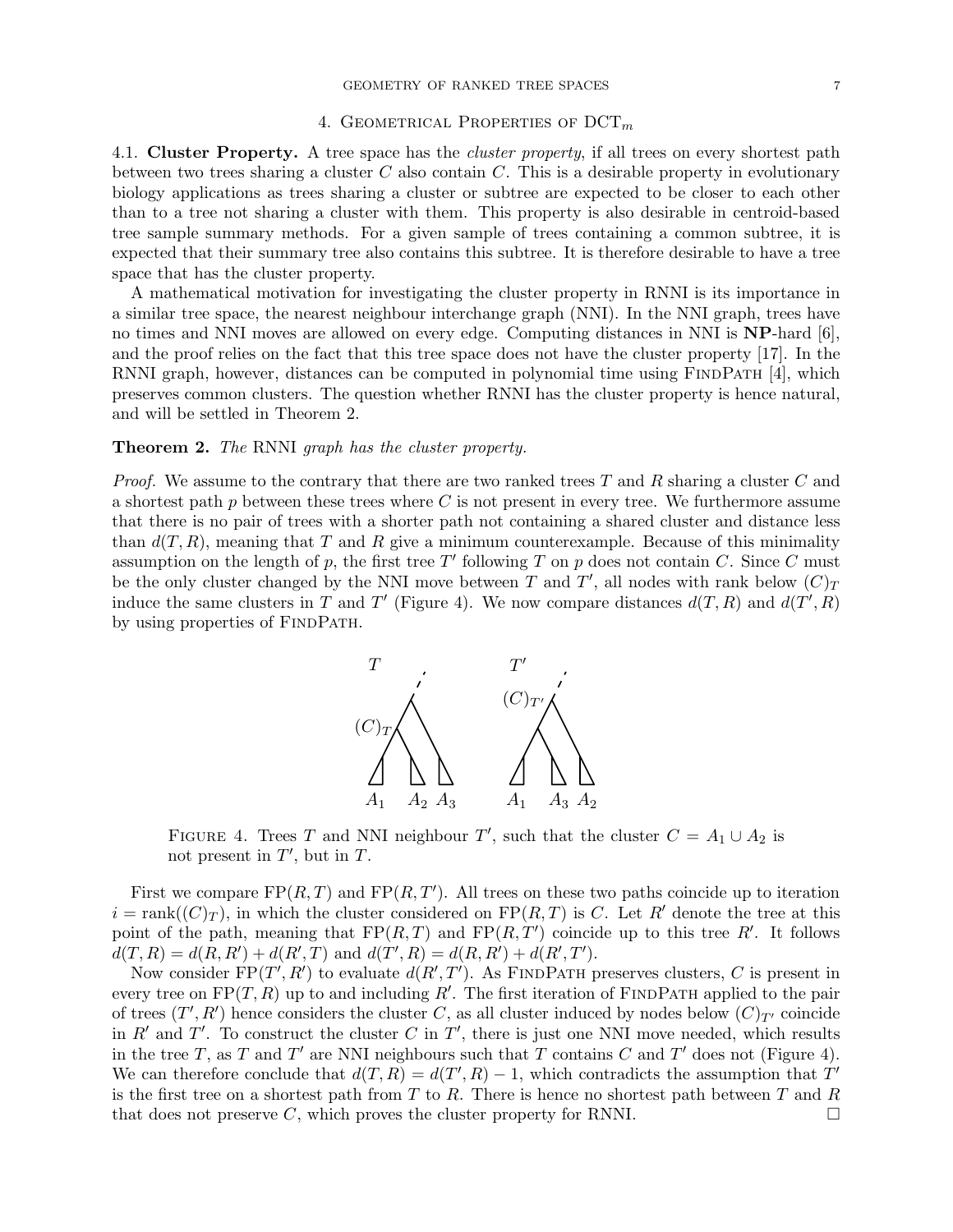# 4. Geometrical Properties of $\mathrm{DCT}_m$

**4.1. Cluster Property.** A tree space has the *cluster property*, if all trees on every shortest path between two trees sharing a cluster $C$ also contain $C$. This is a desirable property in evolutionary biology applications as trees sharing a cluster or subtree are expected to be closer to each other than to a tree not sharing a cluster with them. This property is also desirable in centroid-based tree sample summary methods. For a given sample of trees containing a common subtree, it is expected that their summary tree also contains this subtree. It is therefore desirable to have a tree space that has the cluster property.

A mathematical motivation for investigating the cluster property in RNNI is its importance in a similar tree space, the nearest neighbour interchange graph (NNI). In the NNI graph, trees have no times and NNI moves are allowed on every edge. Computing distances in NNI is **NP**-hard [6], and the proof relies on the fact that this tree space does not have the cluster property [17]. In the RNNI graph, however, distances can be computed in polynomial time using FindPath [4], which preserves common clusters. The question whether RNNI has the cluster property is hence natural, and will be settled in Theorem 2.

**Theorem 2.** *The* RNNI *graph has the cluster property.*

*Proof.* We assume to the contrary that there are two ranked trees $T$ and $R$ sharing a cluster $C$ and a shortest path $p$ between these trees where $C$ is not present in every tree. We furthermore assume that there is no pair of trees with a shorter path not containing a shared cluster and distance less than $d(T, R)$, meaning that $T$ and $R$ give a minimum counterexample. Because of this minimality assumption on the length of $p$, the first tree $T'$ following $T$ on $p$ does not contain $C$. Since $C$ must be the only cluster changed by the NNI move between $T$ and $T'$, all nodes with rank below $(C)_T$ induce the same clusters in $T$ and $T'$ (Figure 4). We now compare distances $d(T, R)$ and $d(T', R)$ by using properties of FindPath.

Figure 4. Trees $T$ and NNI neighbour $T'$, such that the cluster $C = A_1 \cup A_2$ is not present in $T'$, but in $T$.

First we compare $\mathrm{FP}(R, T)$ and $\mathrm{FP}(R, T')$. All trees on these two paths coincide up to iteration $i = \mathrm{rank}((C)_T)$, in which the cluster considered on $\mathrm{FP}(R, T)$ is $C$. Let $R'$ denote the tree at this point of the path, meaning that $\mathrm{FP}(R, T)$ and $\mathrm{FP}(R, T')$ coincide up to this tree $R'$. It follows $d(T, R) = d(R, R') + d(R', T)$ and $d(T', R) = d(R, R') + d(R', T')$.

Now consider $\mathrm{FP}(T', R')$ to evaluate $d(R', T')$. As FindPath preserves clusters, $C$ is present in every tree on $\mathrm{FP}(T, R)$ up to and including $R'$. The first iteration of FindPath applied to the pair of trees $(T', R')$ hence considers the cluster $C$, as all cluster induced by nodes below $(C)_{T'}$ coincide in $R'$ and $T'$. To construct the cluster $C$ in $T'$, there is just one NNI move needed, which results in the tree $T$, as $T$ and $T'$ are NNI neighbours such that $T$ contains $C$ and $T'$ does not (Figure 4). We can therefore conclude that $d(T, R) = d(T', R) - 1$, which contradicts the assumption that $T'$ is the first tree on a shortest path from $T$ to $R$. There is hence no shortest path between $T$ and $R$ that does not preserve $C$, which proves the cluster property for RNNI. $\square$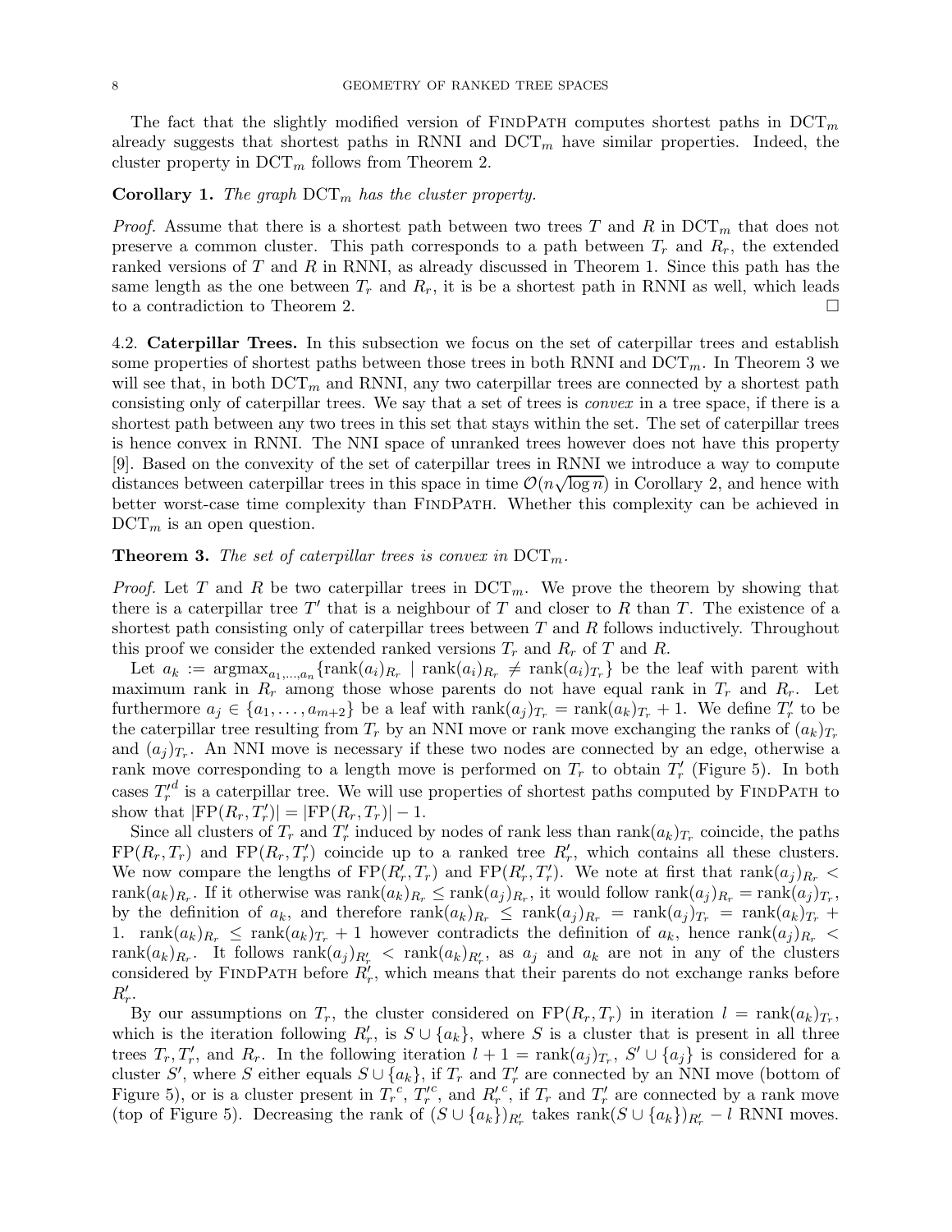The fact that the slightly modified version of FindPath computes shortest paths in $\mathrm{DCT}_m$ already suggests that shortest paths in RNNI and $\mathrm{DCT}_m$ have similar properties. Indeed, the cluster property in $\mathrm{DCT}_m$ follows from Theorem 2.

**Corollary 1.** *The graph $\mathrm{DCT}_m$ has the cluster property.*

*Proof.* Assume that there is a shortest path between two trees $T$ and $R$ in $\mathrm{DCT}_m$ that does not preserve a common cluster. This path corresponds to a path between $T_r$ and $R_r$, the extended ranked versions of $T$ and $R$ in RNNI, as already discussed in Theorem 1. Since this path has the same length as the one between $T_r$ and $R_r$, it is be a shortest path in RNNI as well, which leads to a contradiction to Theorem 2. □

4.2. **Caterpillar Trees.** In this subsection we focus on the set of caterpillar trees and establish some properties of shortest paths between those trees in both RNNI and $\mathrm{DCT}_m$. In Theorem 3 we will see that, in both $\mathrm{DCT}_m$ and RNNI, any two caterpillar trees are connected by a shortest path consisting only of caterpillar trees. We say that a set of trees is *convex* in a tree space, if there is a shortest path between any two trees in this set that stays within the set. The set of caterpillar trees is hence convex in RNNI. The NNI space of unranked trees however does not have this property [9]. Based on the convexity of the set of caterpillar trees in RNNI we introduce a way to compute distances between caterpillar trees in this space in time $\mathcal{O}(n\sqrt{\log n})$ in Corollary 2, and hence with better worst-case time complexity than FindPath. Whether this complexity can be achieved in $\mathrm{DCT}_m$ is an open question.

**Theorem 3.** *The set of caterpillar trees is convex in $\mathrm{DCT}_m$.*

*Proof.* Let $T$ and $R$ be two caterpillar trees in $\mathrm{DCT}_m$. We prove the theorem by showing that there is a caterpillar tree $T'$ that is a neighbour of $T$ and closer to $R$ than $T$. The existence of a shortest path consisting only of caterpillar trees between $T$ and $R$ follows inductively. Throughout this proof we consider the extended ranked versions $T_r$ and $R_r$ of $T$ and $R$.

Let $a_k := \mathrm{argmax}_{a_1,\ldots,a_n}\{\mathrm{rank}(a_i)_{R_r} \mid \mathrm{rank}(a_i)_{R_r} \neq \mathrm{rank}(a_i)_{T_r}\}$ be the leaf with parent with maximum rank in $R_r$ among those whose parents do not have equal rank in $T_r$ and $R_r$. Let furthermore $a_j \in \{a_1, \ldots, a_{m+2}\}$ be a leaf with $\mathrm{rank}(a_j)_{T_r} = \mathrm{rank}(a_k)_{T_r} + 1$. We define $T'_r$ to be the caterpillar tree resulting from $T_r$ by an NNI move or rank move exchanging the ranks of $(a_k)_{T_r}$ and $(a_j)_{T_r}$. An NNI move is necessary if these two nodes are connected by an edge, otherwise a rank move corresponding to a length move is performed on $T_r$ to obtain $T'_r$ (Figure 5). In both cases ${T'_r}^d$ is a caterpillar tree. We will use properties of shortest paths computed by FindPath to show that $|\mathrm{FP}(R_r, T'_r)| = |\mathrm{FP}(R_r, T_r)| - 1$.

Since all clusters of $T_r$ and $T'_r$ induced by nodes of rank less than $\mathrm{rank}(a_k)_{T_r}$ coincide, the paths $\mathrm{FP}(R_r, T_r)$ and $\mathrm{FP}(R_r, T'_r)$ coincide up to a ranked tree $R'_r$, which contains all these clusters. We now compare the lengths of $\mathrm{FP}(R'_r, T_r)$ and $\mathrm{FP}(R'_r, T'_r)$. We note at first that $\mathrm{rank}(a_j)_{R_r} < \mathrm{rank}(a_k)_{R_r}$. If it otherwise was $\mathrm{rank}(a_k)_{R_r} \leq \mathrm{rank}(a_j)_{R_r}$, it would follow $\mathrm{rank}(a_j)_{R_r} = \mathrm{rank}(a_j)_{T_r}$, by the definition of $a_k$, and therefore $\mathrm{rank}(a_k)_{R_r} \leq \mathrm{rank}(a_j)_{R_r} = \mathrm{rank}(a_j)_{T_r} = \mathrm{rank}(a_k)_{T_r} + 1$. $\mathrm{rank}(a_k)_{R_r} \leq \mathrm{rank}(a_k)_{T_r} + 1$ however contradicts the definition of $a_k$, hence $\mathrm{rank}(a_j)_{R_r} < \mathrm{rank}(a_k)_{R_r}$. It follows $\mathrm{rank}(a_j)_{R'_r} < \mathrm{rank}(a_k)_{R'_r}$, as $a_j$ and $a_k$ are not in any of the clusters considered by FindPath before $R'_r$, which means that their parents do not exchange ranks before $R'_r$.

By our assumptions on $T_r$, the cluster considered on $\mathrm{FP}(R_r, T_r)$ in iteration $l = \mathrm{rank}(a_k)_{T_r}$, which is the iteration following $R'_r$, is $S \cup \{a_k\}$, where $S$ is a cluster that is present in all three trees $T_r, T'_r$, and $R_r$. In the following iteration $l + 1 = \mathrm{rank}(a_j)_{T_r}$, $S' \cup \{a_j\}$ is considered for a cluster $S'$, where $S$ either equals $S \cup \{a_k\}$, if $T_r$ and $T'_r$ are connected by an NNI move (bottom of Figure 5), or is a cluster present in ${T_r}^c$, ${T'_r}^c$, and ${R'_r}^c$, if $T_r$ and $T'_r$ are connected by a rank move (top of Figure 5). Decreasing the rank of $(S \cup \{a_k\})_{R'_r}$ takes $\mathrm{rank}(S \cup \{a_k\})_{R'_r} - l$ RNNI moves.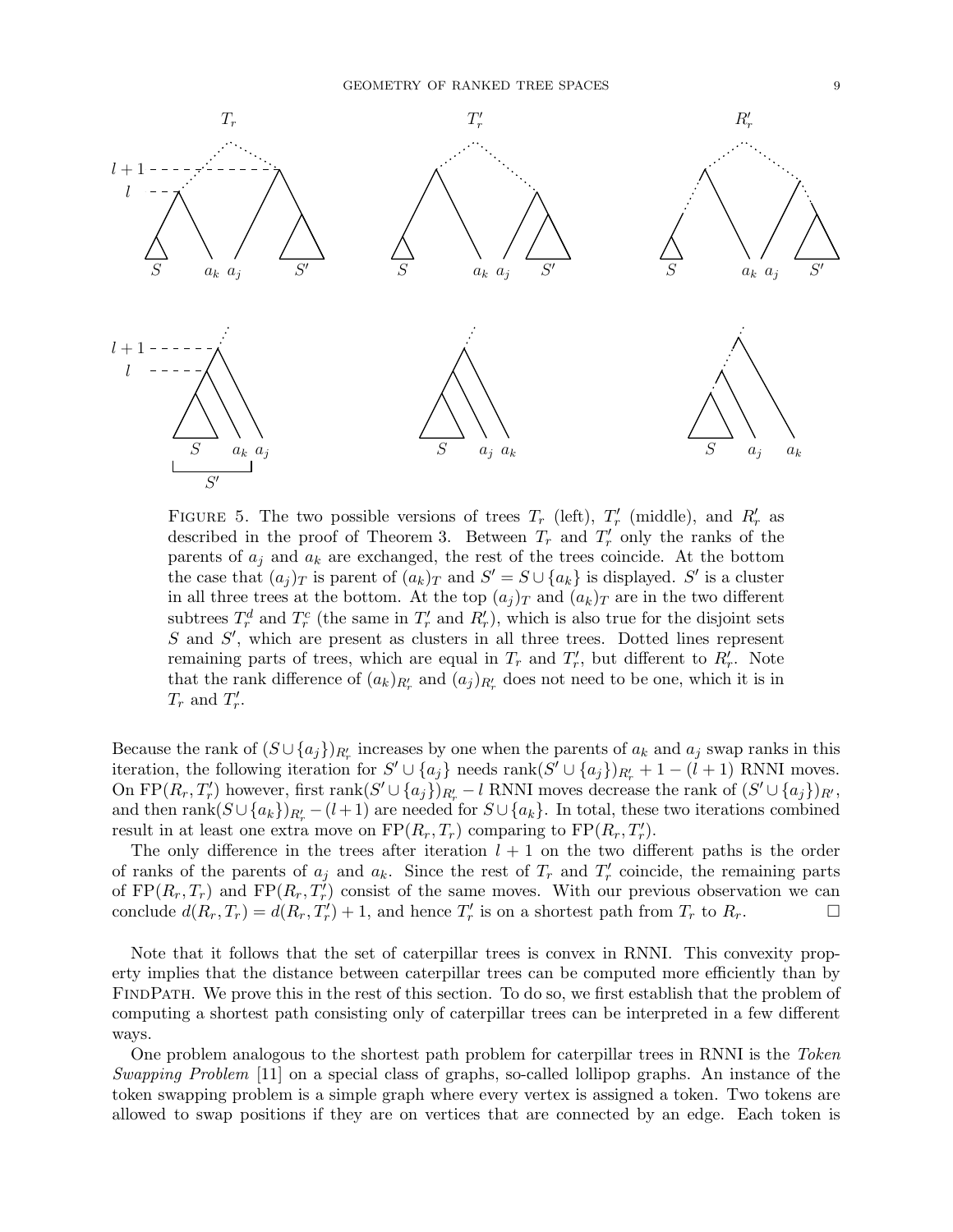FIGURE 5. The two possible versions of trees $T_r$ (left), $T'_r$ (middle), and $R'_r$ as described in the proof of Theorem 3. Between $T_r$ and $T'_r$ only the ranks of the parents of $a_j$ and $a_k$ are exchanged, the rest of the trees coincide. At the bottom the case that $(a_j)_T$ is parent of $(a_k)_T$ and $S' = S \cup \{a_k\}$ is displayed. $S'$ is a cluster in all three trees at the bottom. At the top $(a_j)_T$ and $(a_k)_T$ are in the two different subtrees $T^d_r$ and $T^c_r$ (the same in $T'_r$ and $R'_r$), which is also true for the disjoint sets $S$ and $S'$, which are present as clusters in all three trees. Dotted lines represent remaining parts of trees, which are equal in $T_r$ and $T'_r$, but different to $R'_r$. Note that the rank difference of $(a_k)_{R'_r}$ and $(a_j)_{R'_r}$ does not need to be one, which it is in $T_r$ and $T'_r$.

Because the rank of $(S \cup \{a_j\})_{R'_r}$ increases by one when the parents of $a_k$ and $a_j$ swap ranks in this iteration, the following iteration for $S' \cup \{a_j\}$ needs $\text{rank}(S' \cup \{a_j\})_{R'_r} + 1 - (l+1)$ RNNI moves. On $\text{FP}(R_r, T'_r)$ however, first $\text{rank}(S' \cup \{a_j\})_{R'_r} - l$ RNNI moves decrease the rank of $(S' \cup \{a_j\})_{R'}$, and then $\text{rank}(S \cup \{a_k\})_{R'_r} - (l+1)$ are needed for $S \cup \{a_k\}$. In total, these two iterations combined result in at least one extra move on $\text{FP}(R_r, T_r)$ comparing to $\text{FP}(R_r, T'_r)$.

The only difference in the trees after iteration $l+1$ on the two different paths is the order of ranks of the parents of $a_j$ and $a_k$. Since the rest of $T_r$ and $T'_r$ coincide, the remaining parts of $\text{FP}(R_r, T_r)$ and $\text{FP}(R_r, T'_r)$ consist of the same moves. With our previous observation we can conclude $d(R_r, T_r) = d(R_r, T'_r) + 1$, and hence $T'_r$ is on a shortest path from $T_r$ to $R_r$. □

Note that it follows that the set of caterpillar trees is convex in RNNI. This convexity property implies that the distance between caterpillar trees can be computed more efficiently than by FindPath. We prove this in the rest of this section. To do so, we first establish that the problem of computing a shortest path consisting only of caterpillar trees can be interpreted in a few different ways.

One problem analogous to the shortest path problem for caterpillar trees in RNNI is the *Token Swapping Problem* [11] on a special class of graphs, so-called lollipop graphs. An instance of the token swapping problem is a simple graph where every vertex is assigned a token. Two tokens are allowed to swap positions if they are on vertices that are connected by an edge. Each token is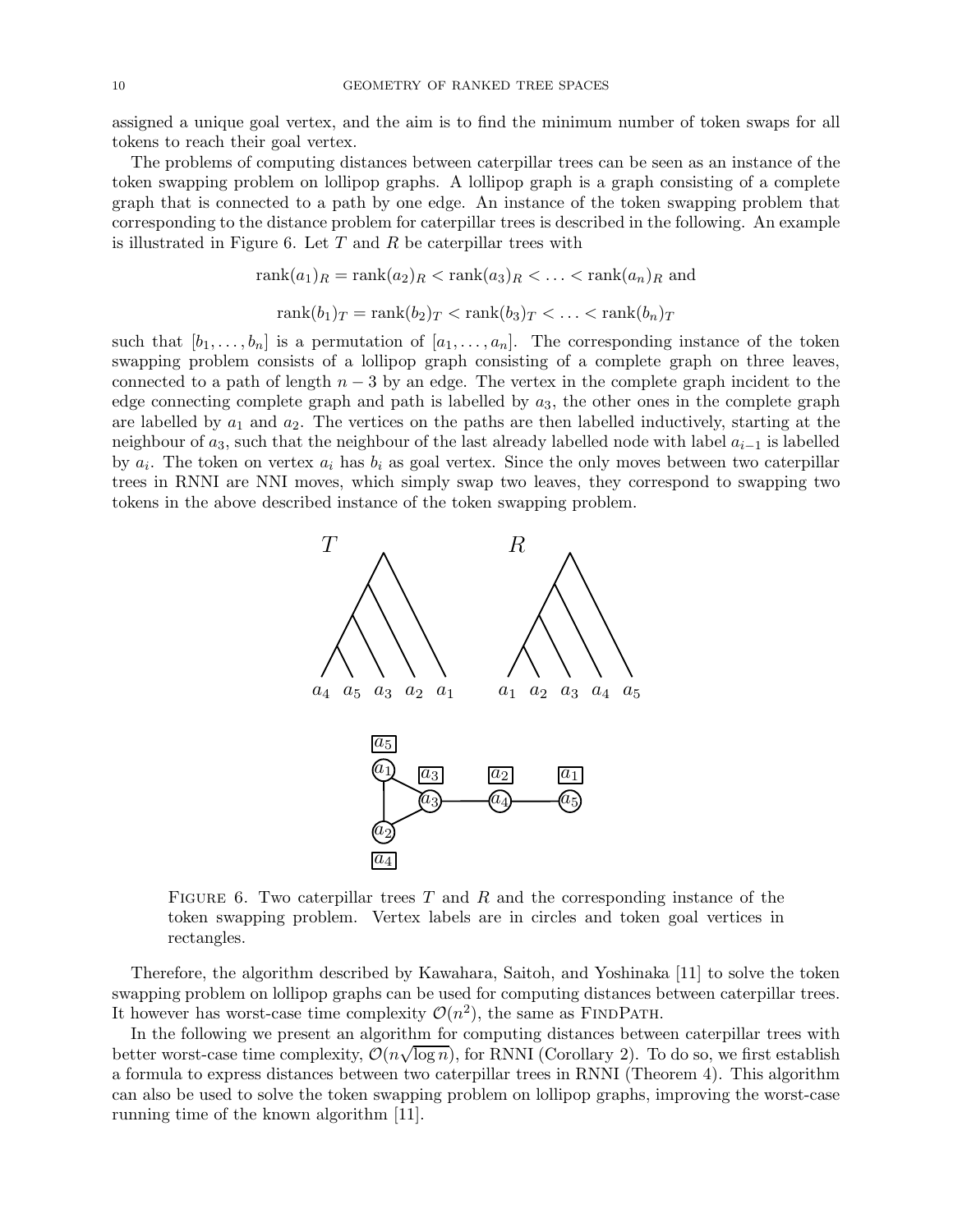assigned a unique goal vertex, and the aim is to find the minimum number of token swaps for all tokens to reach their goal vertex.

The problems of computing distances between caterpillar trees can be seen as an instance of the token swapping problem on lollipop graphs. A lollipop graph is a graph consisting of a complete graph that is connected to a path by one edge. An instance of the token swapping problem that corresponding to the distance problem for caterpillar trees is described in the following. An example is illustrated in Figure 6. Let $T$ and $R$ be caterpillar trees with

$$\text{rank}(a_1)_R = \text{rank}(a_2)_R < \text{rank}(a_3)_R < \ldots < \text{rank}(a_n)_R \text{ and}$$

$$\text{rank}(b_1)_T = \text{rank}(b_2)_T < \text{rank}(b_3)_T < \ldots < \text{rank}(b_n)_T$$

such that $[b_1, \ldots, b_n]$ is a permutation of $[a_1, \ldots, a_n]$. The corresponding instance of the token swapping problem consists of a lollipop graph consisting of a complete graph on three leaves, connected to a path of length $n-3$ by an edge. The vertex in the complete graph incident to the edge connecting complete graph and path is labelled by $a_3$, the other ones in the complete graph are labelled by $a_1$ and $a_2$. The vertices on the paths are then labelled inductively, starting at the neighbour of $a_3$, such that the neighbour of the last already labelled node with label $a_{i-1}$ is labelled by $a_i$. The token on vertex $a_i$ has $b_i$ as goal vertex. Since the only moves between two caterpillar trees in RNNI are NNI moves, which simply swap two leaves, they correspond to swapping two tokens in the above described instance of the token swapping problem.

FIGURE 6. Two caterpillar trees $T$ and $R$ and the corresponding instance of the token swapping problem. Vertex labels are in circles and token goal vertices in rectangles.

Therefore, the algorithm described by Kawahara, Saitoh, and Yoshinaka [11] to solve the token swapping problem on lollipop graphs can be used for computing distances between caterpillar trees. It however has worst-case time complexity $\mathcal{O}(n^2)$, the same as FINDPATH.

In the following we present an algorithm for computing distances between caterpillar trees with better worst-case time complexity, $\mathcal{O}(n\sqrt{\log n})$, for RNNI (Corollary 2). To do so, we first establish a formula to express distances between two caterpillar trees in RNNI (Theorem 4). This algorithm can also be used to solve the token swapping problem on lollipop graphs, improving the worst-case running time of the known algorithm [11].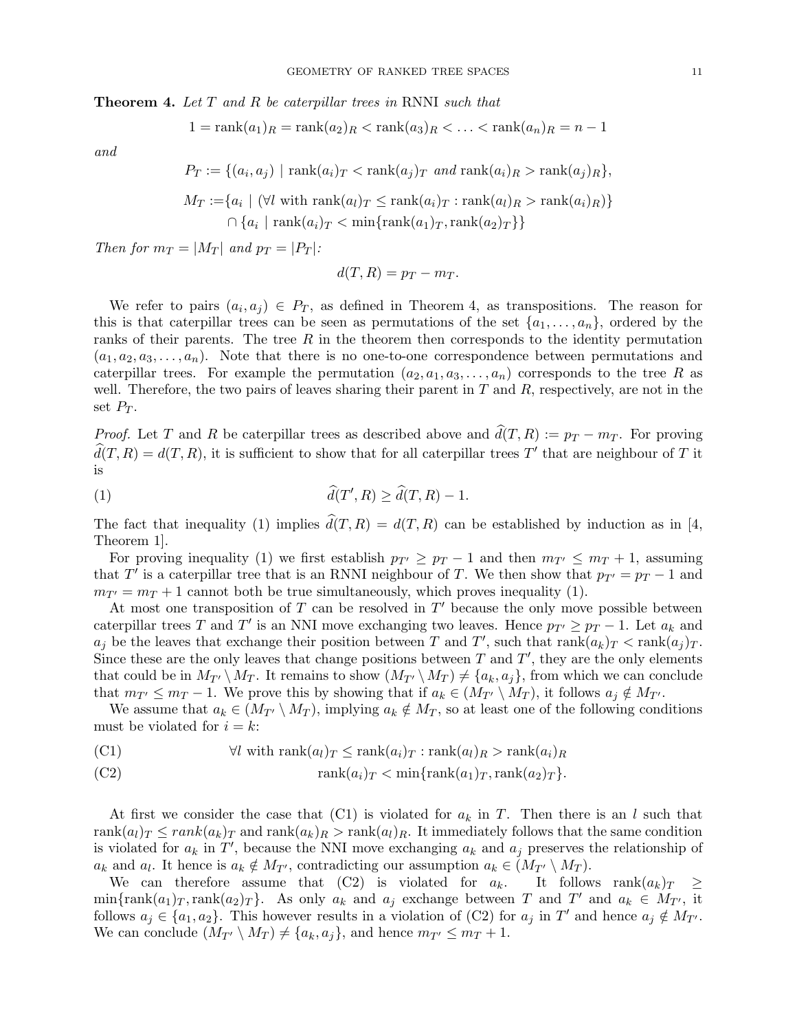**Theorem 4.** *Let $T$ and $R$ be caterpillar trees in* RNNI *such that*

$$1 = \text{rank}(a_1)_R = \text{rank}(a_2)_R < \text{rank}(a_3)_R < \ldots < \text{rank}(a_n)_R = n-1$$

*and*

$$P_T := \{(a_i, a_j) \mid \text{rank}(a_i)_T < \text{rank}(a_j)_T \text{ and } \text{rank}(a_i)_R > \text{rank}(a_j)_R\},$$

$$M_T := \{a_i \mid (\forall l \text{ with } \text{rank}(a_l)_T \leq \text{rank}(a_i)_T : \text{rank}(a_l)_R > \text{rank}(a_i)_R)\} \cap \{a_i \mid \text{rank}(a_i)_T < \min\{\text{rank}(a_1)_T, \text{rank}(a_2)_T\}\}$$

*Then for $m_T = |M_T|$ and $p_T = |P_T|$:*

$$d(T, R) = p_T - m_T.$$

We refer to pairs $(a_i, a_j) \in P_T$, as defined in Theorem 4, as transpositions. The reason for this is that caterpillar trees can be seen as permutations of the set $\{a_1, \ldots, a_n\}$, ordered by the ranks of their parents. The tree $R$ in the theorem then corresponds to the identity permutation $(a_1, a_2, a_3, \ldots, a_n)$. Note that there is no one-to-one correspondence between permutations and caterpillar trees. For example the permutation $(a_2, a_1, a_3, \ldots, a_n)$ corresponds to the tree $R$ as well. Therefore, the two pairs of leaves sharing their parent in $T$ and $R$, respectively, are not in the set $P_T$.

*Proof.* Let $T$ and $R$ be caterpillar trees as described above and $\widehat{d}(T, R) := p_T - m_T$. For proving $\widehat{d}(T, R) = d(T, R)$, it is sufficient to show that for all caterpillar trees $T'$ that are neighbour of $T$ it is

$$\widehat{d}(T', R) \geq \widehat{d}(T, R) - 1. \tag{1}$$

The fact that inequality (1) implies $\widehat{d}(T, R) = d(T, R)$ can be established by induction as in [4, Theorem 1].

For proving inequality (1) we first establish $p_{T'} \geq p_T - 1$ and then $m_{T'} \leq m_T + 1$, assuming that $T'$ is a caterpillar tree that is an RNNI neighbour of $T$. We then show that $p_{T'} = p_T - 1$ and $m_{T'} = m_T + 1$ cannot both be true simultaneously, which proves inequality (1).

At most one transposition of $T$ can be resolved in $T'$ because the only move possible between caterpillar trees $T$ and $T'$ is an NNI move exchanging two leaves. Hence $p_{T'} \geq p_T - 1$. Let $a_k$ and $a_j$ be the leaves that exchange their position between $T$ and $T'$, such that $\text{rank}(a_k)_T < \text{rank}(a_j)_T$. Since these are the only leaves that change positions between $T$ and $T'$, they are the only elements that could be in $M_{T'} \setminus M_T$. It remains to show $(M_{T'} \setminus M_T) \neq \{a_k, a_j\}$, from which we can conclude that $m_{T'} \leq m_T - 1$. We prove this by showing that if $a_k \in (M_{T'} \setminus M_T)$, it follows $a_j \notin M_{T'}$.

We assume that $a_k \in (M_{T'} \setminus M_T)$, implying $a_k \notin M_T$, so at least one of the following conditions must be violated for $i = k$:

$$\forall l \text{ with } \text{rank}(a_l)_T \leq \text{rank}(a_i)_T : \text{rank}(a_l)_R > \text{rank}(a_i)_R \tag{C1}$$

$$\text{rank}(a_i)_T < \min\{\text{rank}(a_1)_T, \text{rank}(a_2)_T\}. \tag{C2}$$

At first we consider the case that (C1) is violated for $a_k$ in $T$. Then there is an $l$ such that $\text{rank}(a_l)_T \leq rank(a_k)_T$ and $\text{rank}(a_k)_R > \text{rank}(a_l)_R$. It immediately follows that the same condition is violated for $a_k$ in $T'$, because the NNI move exchanging $a_k$ and $a_j$ preserves the relationship of $a_k$ and $a_l$. It hence is $a_k \notin M_{T'}$, contradicting our assumption $a_k \in (M_{T'} \setminus M_T)$.

We can therefore assume that (C2) is violated for $a_k$. It follows $\text{rank}(a_k)_T \geq \min\{\text{rank}(a_1)_T, \text{rank}(a_2)_T\}$. As only $a_k$ and $a_j$ exchange between $T$ and $T'$ and $a_k \in M_{T'}$, it follows $a_j \in \{a_1, a_2\}$. This however results in a violation of (C2) for $a_j$ in $T'$ and hence $a_j \notin M_{T'}$. We can conclude $(M_{T'} \setminus M_T) \neq \{a_k, a_j\}$, and hence $m_{T'} \leq m_T + 1$.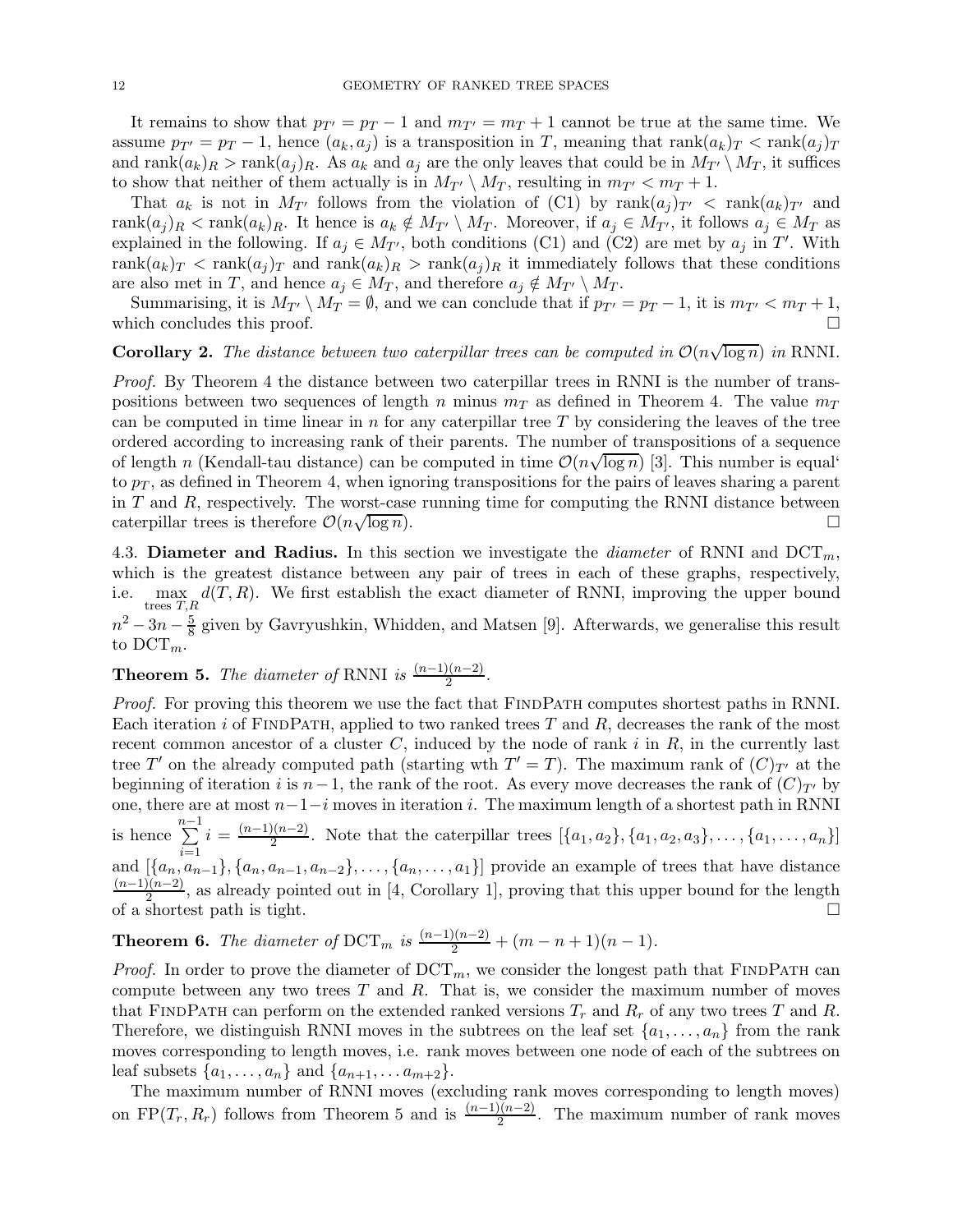It remains to show that $p_{T'} = p_T - 1$ and $m_{T'} = m_T + 1$ cannot be true at the same time. We assume $p_{T'} = p_T - 1$, hence $(a_k, a_j)$ is a transposition in $T$, meaning that $\text{rank}(a_k)_T < \text{rank}(a_j)_T$ and $\text{rank}(a_k)_R > \text{rank}(a_j)_R$. As $a_k$ and $a_j$ are the only leaves that could be in $M_{T'} \setminus M_T$, it suffices to show that neither of them actually is in $M_{T'} \setminus M_T$, resulting in $m_{T'} < m_T + 1$.

That $a_k$ is not in $M_{T'}$ follows from the violation of (C1) by $\text{rank}(a_j)_{T'} < \text{rank}(a_k)_{T'}$ and $\text{rank}(a_j)_R < \text{rank}(a_k)_R$. It hence is $a_k \notin M_{T'} \setminus M_T$. Moreover, if $a_j \in M_{T'}$, it follows $a_j \in M_T$ as explained in the following. If $a_j \in M_{T'}$, both conditions (C1) and (C2) are met by $a_j$ in $T'$. With $\text{rank}(a_k)_T < \text{rank}(a_j)_T$ and $\text{rank}(a_k)_R > \text{rank}(a_j)_R$ it immediately follows that these conditions are also met in $T$, and hence $a_j \in M_T$, and therefore $a_j \notin M_{T'} \setminus M_T$.

Summarising, it is $M_{T'} \setminus M_T = \emptyset$, and we can conclude that if $p_{T'} = p_T - 1$, it is $m_{T'} < m_T + 1$, which concludes this proof. □

**Corollary 2.** *The distance between two caterpillar trees can be computed in $\mathcal{O}(n\sqrt{\log n})$ in* RNNI.

*Proof.* By Theorem 4 the distance between two caterpillar trees in RNNI is the number of transpositions between two sequences of length $n$ minus $m_T$ as defined in Theorem 4. The value $m_T$ can be computed in time linear in $n$ for any caterpillar tree $T$ by considering the leaves of the tree ordered according to increasing rank of their parents. The number of transpositions of a sequence of length $n$ (Kendall-tau distance) can be computed in time $\mathcal{O}(n\sqrt{\log n})$ [3]. This number is equal' to $p_T$, as defined in Theorem 4, when ignoring transpositions for the pairs of leaves sharing a parent in $T$ and $R$, respectively. The worst-case running time for computing the RNNI distance between caterpillar trees is therefore $\mathcal{O}(n\sqrt{\log n})$. □

### 4.3. Diameter and Radius.

In this section we investigate the *diameter* of RNNI and $\text{DCT}_m$, which is the greatest distance between any pair of trees in each of these graphs, respectively, i.e. $\max_{\text{trees } T,R} d(T, R)$. We first establish the exact diameter of RNNI, improving the upper bound $n^2 - 3n - \frac{5}{8}$ given by Gavryushkin, Whidden, and Matsen [9]. Afterwards, we generalise this result to $\text{DCT}_m$.

**Theorem 5.** *The diameter of* RNNI *is* $\frac{(n-1)(n-2)}{2}$.

*Proof.* For proving this theorem we use the fact that FindPath computes shortest paths in RNNI. Each iteration $i$ of FindPath, applied to two ranked trees $T$ and $R$, decreases the rank of the most recent common ancestor of a cluster $C$, induced by the node of rank $i$ in $R$, in the currently last tree $T'$ on the already computed path (starting wth $T' = T$). The maximum rank of $(C)_{T'}$ at the beginning of iteration $i$ is $n-1$, the rank of the root. As every move decreases the rank of $(C)_{T'}$ by one, there are at most $n-1-i$ moves in iteration $i$. The maximum length of a shortest path in RNNI is hence $\sum_{i=1}^{n-1} i = \frac{(n-1)(n-2)}{2}$. Note that the caterpillar trees $[\{a_1, a_2\}, \{a_1, a_2, a_3\}, \ldots, \{a_1, \ldots, a_n\}]$ and $[\{a_n, a_{n-1}\}, \{a_n, a_{n-1}, a_{n-2}\}, \ldots, \{a_n, \ldots, a_1\}]$ provide an example of trees that have distance $\frac{(n-1)(n-2)}{2}$, as already pointed out in [4, Corollary 1], proving that this upper bound for the length of a shortest path is tight. □

**Theorem 6.** *The diameter of* $\text{DCT}_m$ *is* $\frac{(n-1)(n-2)}{2} + (m - n + 1)(n - 1)$.

*Proof.* In order to prove the diameter of $\text{DCT}_m$, we consider the longest path that FindPath can compute between any two trees $T$ and $R$. That is, we consider the maximum number of moves that FindPath can perform on the extended ranked versions $T_r$ and $R_r$ of any two trees $T$ and $R$. Therefore, we distinguish RNNI moves in the subtrees on the leaf set $\{a_1, \ldots, a_n\}$ from the rank moves corresponding to length moves, i.e. rank moves between one node of each of the subtrees on leaf subsets $\{a_1, \ldots, a_n\}$ and $\{a_{n+1}, \ldots a_{m+2}\}$.

The maximum number of RNNI moves (excluding rank moves corresponding to length moves) on $\text{FP}(T_r, R_r)$ follows from Theorem 5 and is $\frac{(n-1)(n-2)}{2}$. The maximum number of rank moves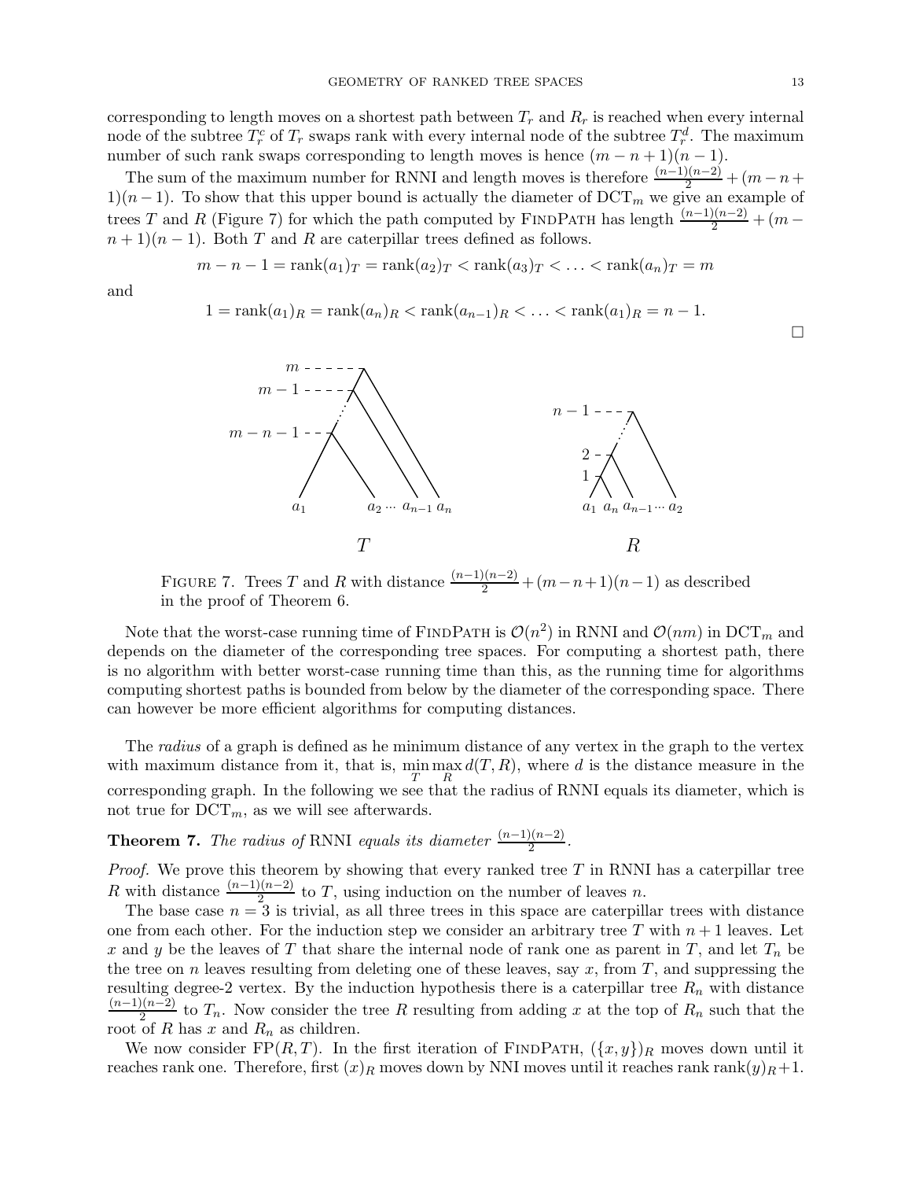corresponding to length moves on a shortest path between $T_r$ and $R_r$ is reached when every internal node of the subtree $T_r^c$ of $T_r$ swaps rank with every internal node of the subtree $T_r^d$. The maximum number of such rank swaps corresponding to length moves is hence $(m-n+1)(n-1)$.

The sum of the maximum number for RNNI and length moves is therefore $\frac{(n-1)(n-2)}{2}+(m-n+1)(n-1)$. To show that this upper bound is actually the diameter of $\mathrm{DCT}_m$ we give an example of trees $T$ and $R$ (Figure 7) for which the path computed by FindPath has length $\frac{(n-1)(n-2)}{2}+(m-n+1)(n-1)$. Both $T$ and $R$ are caterpillar trees defined as follows.

$$m-n-1 = \mathrm{rank}(a_1)_T = \mathrm{rank}(a_2)_T < \mathrm{rank}(a_3)_T < \ldots < \mathrm{rank}(a_n)_T = m$$

and

$$1 = \mathrm{rank}(a_1)_R = \mathrm{rank}(a_n)_R < \mathrm{rank}(a_{n-1})_R < \ldots < \mathrm{rank}(a_1)_R = n-1.$$

□

Figure 7. Trees $T$ and $R$ with distance $\frac{(n-1)(n-2)}{2}+(m-n+1)(n-1)$ as described in the proof of Theorem 6.

Note that the worst-case running time of FindPath is $\mathcal{O}(n^2)$ in RNNI and $\mathcal{O}(nm)$ in $\mathrm{DCT}_m$ and depends on the diameter of the corresponding tree spaces. For computing a shortest path, there is no algorithm with better worst-case running time than this, as the running time for algorithms computing shortest paths is bounded from below by the diameter of the corresponding space. There can however be more efficient algorithms for computing distances.

The *radius* of a graph is defined as he minimum distance of any vertex in the graph to the vertex with maximum distance from it, that is, $\min_T \max_R d(T,R)$, where $d$ is the distance measure in the corresponding graph. In the following we see that the radius of RNNI equals its diameter, which is not true for $\mathrm{DCT}_m$, as we will see afterwards.

**Theorem 7.** *The radius of* RNNI *equals its diameter* $\frac{(n-1)(n-2)}{2}$.

*Proof.* We prove this theorem by showing that every ranked tree $T$ in RNNI has a caterpillar tree $R$ with distance $\frac{(n-1)(n-2)}{2}$ to $T$, using induction on the number of leaves $n$.

The base case $n=3$ is trivial, as all three trees in this space are caterpillar trees with distance one from each other. For the induction step we consider an arbitrary tree $T$ with $n+1$ leaves. Let $x$ and $y$ be the leaves of $T$ that share the internal node of rank one as parent in $T$, and let $T_n$ be the tree on $n$ leaves resulting from deleting one of these leaves, say $x$, from $T$, and suppressing the resulting degree-2 vertex. By the induction hypothesis there is a caterpillar tree $R_n$ with distance $\frac{(n-1)(n-2)}{2}$ to $T_n$. Now consider the tree $R$ resulting from adding $x$ at the top of $R_n$ such that the root of $R$ has $x$ and $R_n$ as children.

We now consider $\mathrm{FP}(R,T)$. In the first iteration of FindPath, $(\{x,y\})_R$ moves down until it reaches rank one. Therefore, first $(x)_R$ moves down by NNI moves until it reaches rank $\mathrm{rank}(y)_R+1$.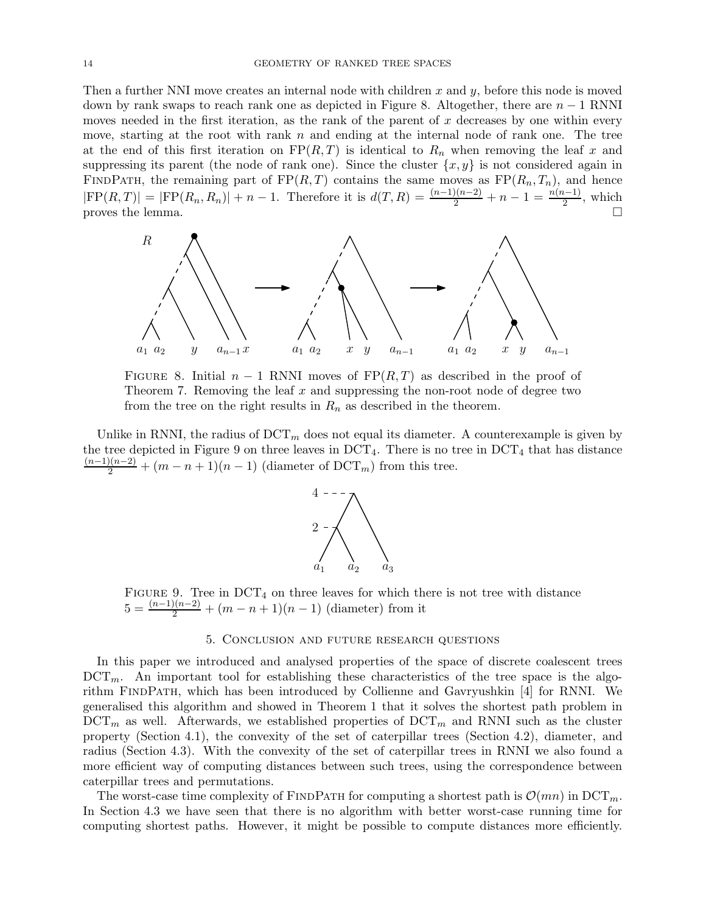Then a further NNI move creates an internal node with children $x$ and $y$, before this node is moved down by rank swaps to reach rank one as depicted in Figure 8. Altogether, there are $n-1$ RNNI moves needed in the first iteration, as the rank of the parent of $x$ decreases by one within every move, starting at the root with rank $n$ and ending at the internal node of rank one. The tree at the end of this first iteration on $\mathrm{FP}(R,T)$ is identical to $R_n$ when removing the leaf $x$ and suppressing its parent (the node of rank one). Since the cluster $\{x,y\}$ is not considered again in FindPath, the remaining part of $\mathrm{FP}(R,T)$ contains the same moves as $\mathrm{FP}(R_n,T_n)$, and hence $|\mathrm{FP}(R,T)| = |\mathrm{FP}(R_n,R_n)| + n - 1$. Therefore it is $d(T,R) = \frac{(n-1)(n-2)}{2} + n - 1 = \frac{n(n-1)}{2}$, which proves the lemma. □

Figure 8. Initial $n-1$ RNNI moves of $\mathrm{FP}(R,T)$ as described in the proof of Theorem 7. Removing the leaf $x$ and suppressing the non-root node of degree two from the tree on the right results in $R_n$ as described in the theorem.

Unlike in RNNI, the radius of $\mathrm{DCT}_m$ does not equal its diameter. A counterexample is given by the tree depicted in Figure 9 on three leaves in $\mathrm{DCT}_4$. There is no tree in $\mathrm{DCT}_4$ that has distance $\frac{(n-1)(n-2)}{2} + (m-n+1)(n-1)$ (diameter of $\mathrm{DCT}_m$) from this tree.

Figure 9. Tree in $\mathrm{DCT}_4$ on three leaves for which there is not tree with distance $5 = \frac{(n-1)(n-2)}{2} + (m-n+1)(n-1)$ (diameter) from it

## 5. Conclusion and future research questions

In this paper we introduced and analysed properties of the space of discrete coalescent trees $\mathrm{DCT}_m$. An important tool for establishing these characteristics of the tree space is the algorithm FindPath, which has been introduced by Collienne and Gavryushkin [4] for RNNI. We generalised this algorithm and showed in Theorem 1 that it solves the shortest path problem in $\mathrm{DCT}_m$ as well. Afterwards, we established properties of $\mathrm{DCT}_m$ and RNNI such as the cluster property (Section 4.1), the convexity of the set of caterpillar trees (Section 4.2), diameter, and radius (Section 4.3). With the convexity of the set of caterpillar trees in RNNI we also found a more efficient way of computing distances between such trees, using the correspondence between caterpillar trees and permutations.

The worst-case time complexity of FindPath for computing a shortest path is $\mathcal{O}(mn)$ in $\mathrm{DCT}_m$. In Section 4.3 we have seen that there is no algorithm with better worst-case running time for computing shortest paths. However, it might be possible to compute distances more efficiently.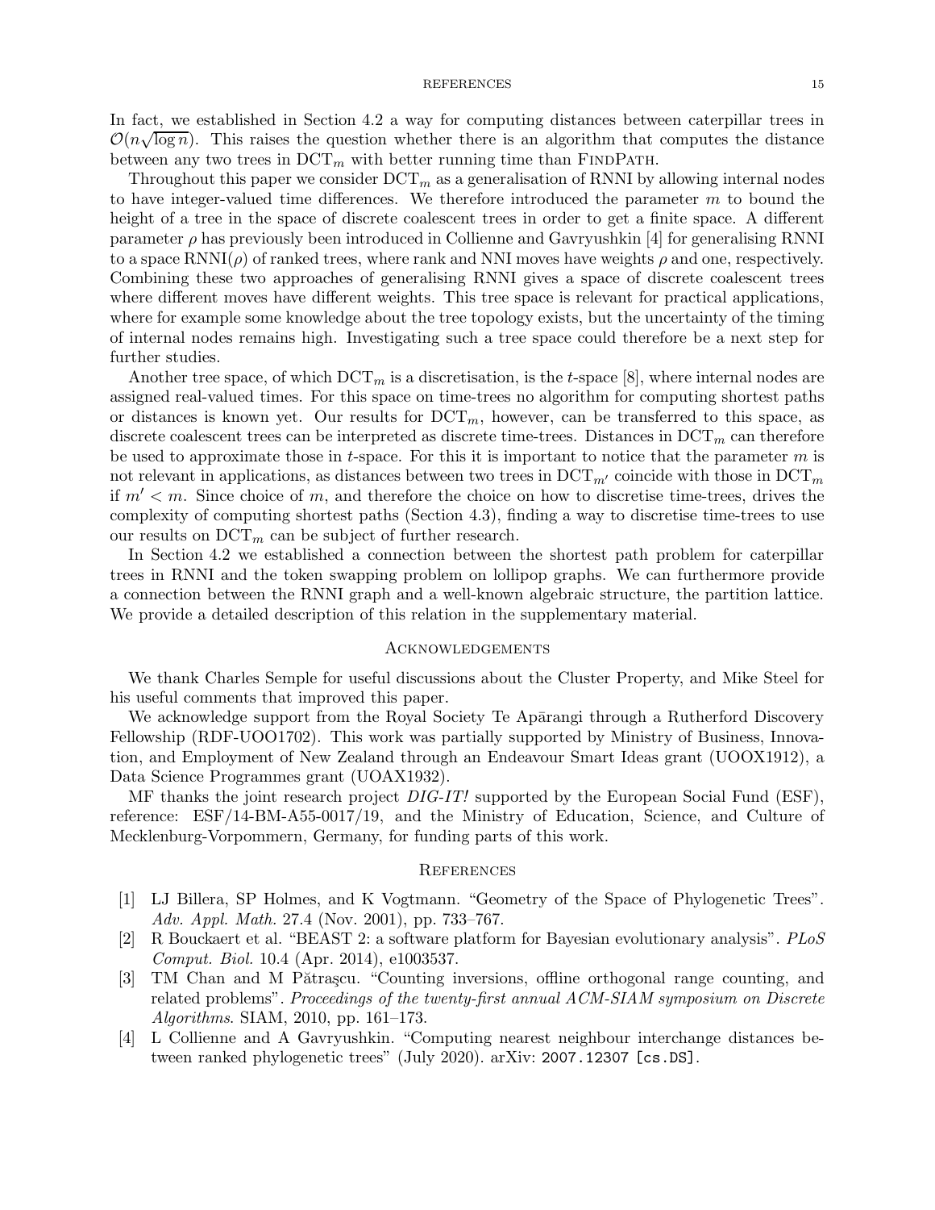In fact, we established in Section 4.2 a way for computing distances between caterpillar trees in $\mathcal{O}(n\sqrt{\log n})$. This raises the question whether there is an algorithm that computes the distance between any two trees in $\mathrm{DCT}_m$ with better running time than FindPath.

Throughout this paper we consider $\mathrm{DCT}_m$ as a generalisation of RNNI by allowing internal nodes to have integer-valued time differences. We therefore introduced the parameter $m$ to bound the height of a tree in the space of discrete coalescent trees in order to get a finite space. A different parameter $\rho$ has previously been introduced in Collienne and Gavryushkin [4] for generalising RNNI to a space $\mathrm{RNNI}(\rho)$ of ranked trees, where rank and NNI moves have weights $\rho$ and one, respectively. Combining these two approaches of generalising RNNI gives a space of discrete coalescent trees where different moves have different weights. This tree space is relevant for practical applications, where for example some knowledge about the tree topology exists, but the uncertainty of the timing of internal nodes remains high. Investigating such a tree space could therefore be a next step for further studies.

Another tree space, of which $\mathrm{DCT}_m$ is a discretisation, is the $t$-space [8], where internal nodes are assigned real-valued times. For this space on time-trees no algorithm for computing shortest paths or distances is known yet. Our results for $\mathrm{DCT}_m$, however, can be transferred to this space, as discrete coalescent trees can be interpreted as discrete time-trees. Distances in $\mathrm{DCT}_m$ can therefore be used to approximate those in $t$-space. For this it is important to notice that the parameter $m$ is not relevant in applications, as distances between two trees in $\mathrm{DCT}_{m'}$ coincide with those in $\mathrm{DCT}_m$ if $m' < m$. Since choice of $m$, and therefore the choice on how to discretise time-trees, drives the complexity of computing shortest paths (Section 4.3), finding a way to discretise time-trees to use our results on $\mathrm{DCT}_m$ can be subject of further research.

In Section 4.2 we established a connection between the shortest path problem for caterpillar trees in RNNI and the token swapping problem on lollipop graphs. We can furthermore provide a connection between the RNNI graph and a well-known algebraic structure, the partition lattice. We provide a detailed description of this relation in the supplementary material.

## Acknowledgements

We thank Charles Semple for useful discussions about the Cluster Property, and Mike Steel for his useful comments that improved this paper.

We acknowledge support from the Royal Society Te Apārangi through a Rutherford Discovery Fellowship (RDF-UOO1702). This work was partially supported by Ministry of Business, Innovation, and Employment of New Zealand through an Endeavour Smart Ideas grant (UOOX1912), a Data Science Programmes grant (UOAX1932).

MF thanks the joint research project *DIG-IT!* supported by the European Social Fund (ESF), reference: ESF/14-BM-A55-0017/19, and the Ministry of Education, Science, and Culture of Mecklenburg-Vorpommern, Germany, for funding parts of this work.

## References

[1] LJ Billera, SP Holmes, and K Vogtmann. "Geometry of the Space of Phylogenetic Trees". *Adv. Appl. Math.* 27.4 (Nov. 2001), pp. 733–767.

[2] R Bouckaert et al. "BEAST 2: a software platform for Bayesian evolutionary analysis". *PLoS Comput. Biol.* 10.4 (Apr. 2014), e1003537.

[3] TM Chan and M Pătraşcu. "Counting inversions, offline orthogonal range counting, and related problems". *Proceedings of the twenty-first annual ACM-SIAM symposium on Discrete Algorithms*. SIAM, 2010, pp. 161–173.

[4] L Collienne and A Gavryushkin. "Computing nearest neighbour interchange distances between ranked phylogenetic trees" (July 2020). arXiv: `2007.12307 [cs.DS]`.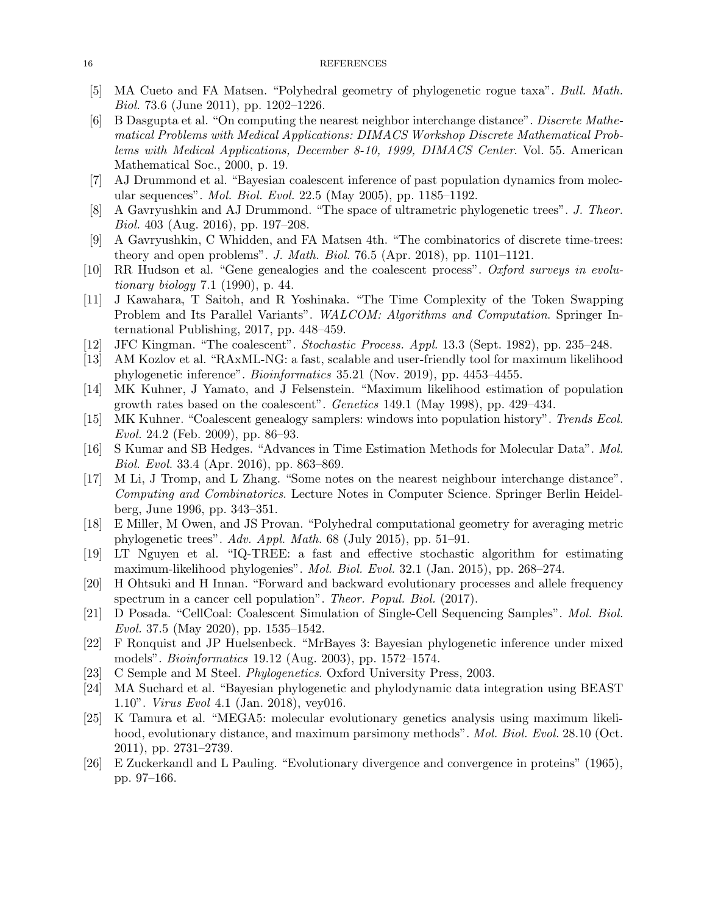[5] MA Cueto and FA Matsen. "Polyhedral geometry of phylogenetic rogue taxa". *Bull. Math. Biol.* 73.6 (June 2011), pp. 1202–1226.

[6] B Dasgupta et al. "On computing the nearest neighbor interchange distance". *Discrete Mathematical Problems with Medical Applications: DIMACS Workshop Discrete Mathematical Problems with Medical Applications, December 8-10, 1999, DIMACS Center*. Vol. 55. American Mathematical Soc., 2000, p. 19.

[7] AJ Drummond et al. "Bayesian coalescent inference of past population dynamics from molecular sequences". *Mol. Biol. Evol.* 22.5 (May 2005), pp. 1185–1192.

[8] A Gavryushkin and AJ Drummond. "The space of ultrametric phylogenetic trees". *J. Theor. Biol.* 403 (Aug. 2016), pp. 197–208.

[9] A Gavryushkin, C Whidden, and FA Matsen 4th. "The combinatorics of discrete time-trees: theory and open problems". *J. Math. Biol.* 76.5 (Apr. 2018), pp. 1101–1121.

[10] RR Hudson et al. "Gene genealogies and the coalescent process". *Oxford surveys in evolutionary biology* 7.1 (1990), p. 44.

[11] J Kawahara, T Saitoh, and R Yoshinaka. "The Time Complexity of the Token Swapping Problem and Its Parallel Variants". *WALCOM: Algorithms and Computation*. Springer International Publishing, 2017, pp. 448–459.

[12] JFC Kingman. "The coalescent". *Stochastic Process. Appl.* 13.3 (Sept. 1982), pp. 235–248.

[13] AM Kozlov et al. "RAxML-NG: a fast, scalable and user-friendly tool for maximum likelihood phylogenetic inference". *Bioinformatics* 35.21 (Nov. 2019), pp. 4453–4455.

[14] MK Kuhner, J Yamato, and J Felsenstein. "Maximum likelihood estimation of population growth rates based on the coalescent". *Genetics* 149.1 (May 1998), pp. 429–434.

[15] MK Kuhner. "Coalescent genealogy samplers: windows into population history". *Trends Ecol. Evol.* 24.2 (Feb. 2009), pp. 86–93.

[16] S Kumar and SB Hedges. "Advances in Time Estimation Methods for Molecular Data". *Mol. Biol. Evol.* 33.4 (Apr. 2016), pp. 863–869.

[17] M Li, J Tromp, and L Zhang. "Some notes on the nearest neighbour interchange distance". *Computing and Combinatorics*. Lecture Notes in Computer Science. Springer Berlin Heidelberg, June 1996, pp. 343–351.

[18] E Miller, M Owen, and JS Provan. "Polyhedral computational geometry for averaging metric phylogenetic trees". *Adv. Appl. Math.* 68 (July 2015), pp. 51–91.

[19] LT Nguyen et al. "IQ-TREE: a fast and effective stochastic algorithm for estimating maximum-likelihood phylogenies". *Mol. Biol. Evol.* 32.1 (Jan. 2015), pp. 268–274.

[20] H Ohtsuki and H Innan. "Forward and backward evolutionary processes and allele frequency spectrum in a cancer cell population". *Theor. Popul. Biol.* (2017).

[21] D Posada. "CellCoal: Coalescent Simulation of Single-Cell Sequencing Samples". *Mol. Biol. Evol.* 37.5 (May 2020), pp. 1535–1542.

[22] F Ronquist and JP Huelsenbeck. "MrBayes 3: Bayesian phylogenetic inference under mixed models". *Bioinformatics* 19.12 (Aug. 2003), pp. 1572–1574.

[23] C Semple and M Steel. *Phylogenetics*. Oxford University Press, 2003.

[24] MA Suchard et al. "Bayesian phylogenetic and phylodynamic data integration using BEAST 1.10". *Virus Evol* 4.1 (Jan. 2018), vey016.

[25] K Tamura et al. "MEGA5: molecular evolutionary genetics analysis using maximum likelihood, evolutionary distance, and maximum parsimony methods". *Mol. Biol. Evol.* 28.10 (Oct. 2011), pp. 2731–2739.

[26] E Zuckerkandl and L Pauling. "Evolutionary divergence and convergence in proteins" (1965), pp. 97–166.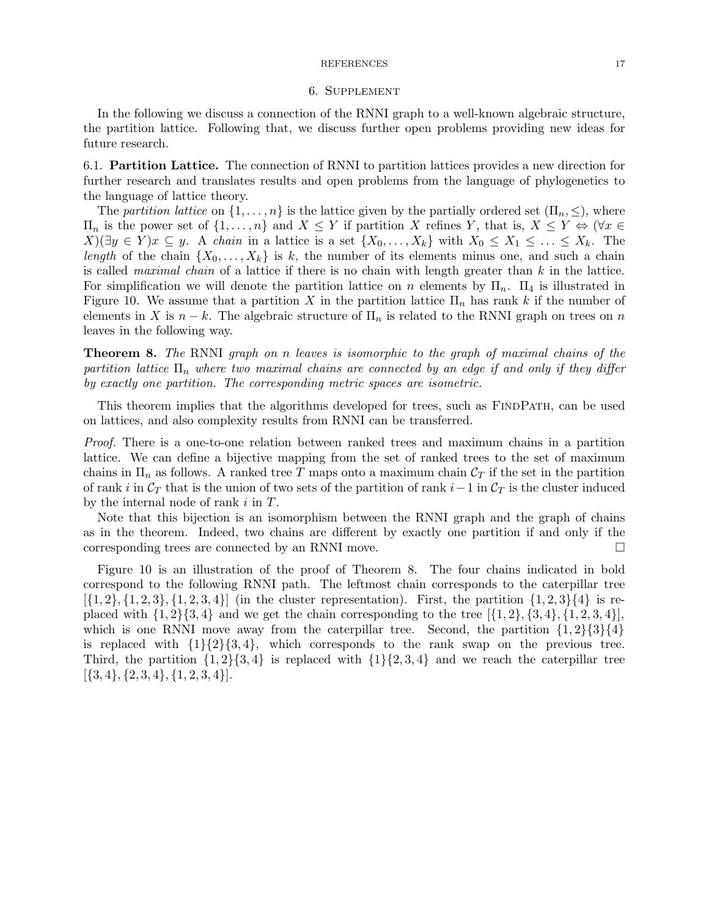## 6. Supplement

In the following we discuss a connection of the RNNI graph to a well-known algebraic structure, the partition lattice. Following that, we discuss further open problems providing new ideas for future research.

### 6.1. Partition Lattice.

The connection of RNNI to partition lattices provides a new direction for further research and translates results and open problems from the language of phylogenetics to the language of lattice theory.

The *partition lattice* on $\{1, \ldots, n\}$ is the lattice given by the partially ordered set $(\Pi_n, \leq)$, where $\Pi_n$ is the power set of $\{1, \ldots, n\}$ and $X \leq Y$ if partition $X$ refines $Y$, that is, $X \leq Y \Leftrightarrow (\forall x \in X)(\exists y \in Y) x \subseteq y$. A *chain* in a lattice is a set $\{X_0, \ldots, X_k\}$ with $X_0 \leq X_1 \leq \ldots \leq X_k$. The *length* of the chain $\{X_0, \ldots, X_k\}$ is $k$, the number of its elements minus one, and such a chain is called *maximal chain* of a lattice if there is no chain with length greater than $k$ in the lattice. For simplification we will denote the partition lattice on $n$ elements by $\Pi_n$. $\Pi_4$ is illustrated in Figure 10. We assume that a partition $X$ in the partition lattice $\Pi_n$ has rank $k$ if the number of elements in $X$ is $n - k$. The algebraic structure of $\Pi_n$ is related to the RNNI graph on trees on $n$ leaves in the following way.

**Theorem 8.** *The* RNNI *graph on $n$ leaves is isomorphic to the graph of maximal chains of the partition lattice $\Pi_n$ where two maximal chains are connected by an edge if and only if they differ by exactly one partition. The corresponding metric spaces are isometric.*

This theorem implies that the algorithms developed for trees, such as FindPath, can be used on lattices, and also complexity results from RNNI can be transferred.

*Proof.* There is a one-to-one relation between ranked trees and maximum chains in a partition lattice. We can define a bijective mapping from the set of ranked trees to the set of maximum chains in $\Pi_n$ as follows. A ranked tree $T$ maps onto a maximum chain $\mathcal{C}_T$ if the set in the partition of rank $i$ in $\mathcal{C}_T$ that is the union of two sets of the partition of rank $i-1$ in $\mathcal{C}_T$ is the cluster induced by the internal node of rank $i$ in $T$.

Note that this bijection is an isomorphism between the RNNI graph and the graph of chains as in the theorem. Indeed, two chains are different by exactly one partition if and only if the corresponding trees are connected by an RNNI move. □

Figure 10 is an illustration of the proof of Theorem 8. The four chains indicated in bold correspond to the following RNNI path. The leftmost chain corresponds to the caterpillar tree $[\{1,2\}, \{1,2,3\}, \{1,2,3,4\}]$ (in the cluster representation). First, the partition $\{1,2,3\}\{4\}$ is replaced with $\{1,2\}\{3,4\}$ and we get the chain corresponding to the tree $[\{1,2\}, \{3,4\}, \{1,2,3,4\}]$, which is one RNNI move away from the caterpillar tree. Second, the partition $\{1,2\}\{3\}\{4\}$ is replaced with $\{1\}\{2\}\{3,4\}$, which corresponds to the rank swap on the previous tree. Third, the partition $\{1,2\}\{3,4\}$ is replaced with $\{1\}\{2,3,4\}$ and we reach the caterpillar tree $[\{3,4\}, \{2,3,4\}, \{1,2,3,4\}]$.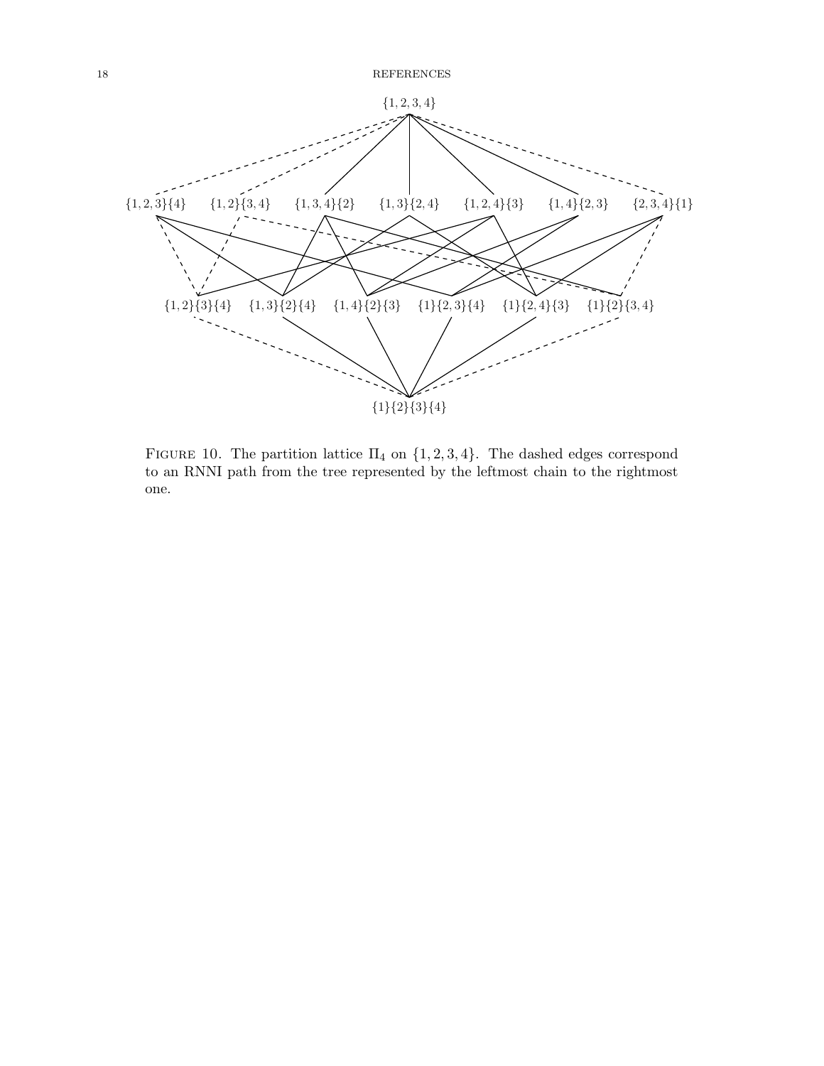$\{1,2,3,4\}$

$\{1,2,3\}\{4\}$ $\{1,2\}\{3,4\}$ $\{1,3,4\}\{2\}$ $\{1,3\}\{2,4\}$ $\{1,2,4\}\{3\}$ $\{1,4\}\{2,3\}$ $\{2,3,4\}\{1\}$

$\{1,2\}\{3\}\{4\}$ $\{1,3\}\{2\}\{4\}$ $\{1,4\}\{2\}\{3\}$ $\{1\}\{2,3\}\{4\}$ $\{1\}\{2,4\}\{3\}$ $\{1\}\{2\}\{3,4\}$

$\{1\}\{2\}\{3\}\{4\}$

FIGURE 10. The partition lattice $\Pi_4$ on $\{1, 2, 3, 4\}$. The dashed edges correspond to an RNNI path from the tree represented by the leftmost chain to the rightmost one.